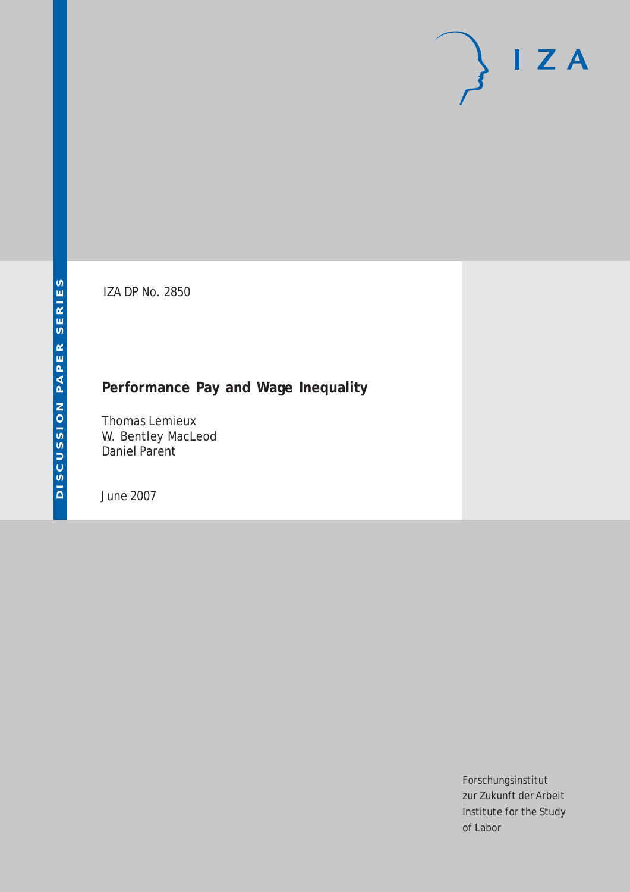DISCUSSION PAPER SERIES

IZA DP No. 2850

# Performance Pay and Wage Inequality

Thomas Lemieux
W. Bentley MacLeod
Daniel Parent

June 2007

Forschungsinstitut
zur Zukunft der Arbeit
Institute for the Study
of Labor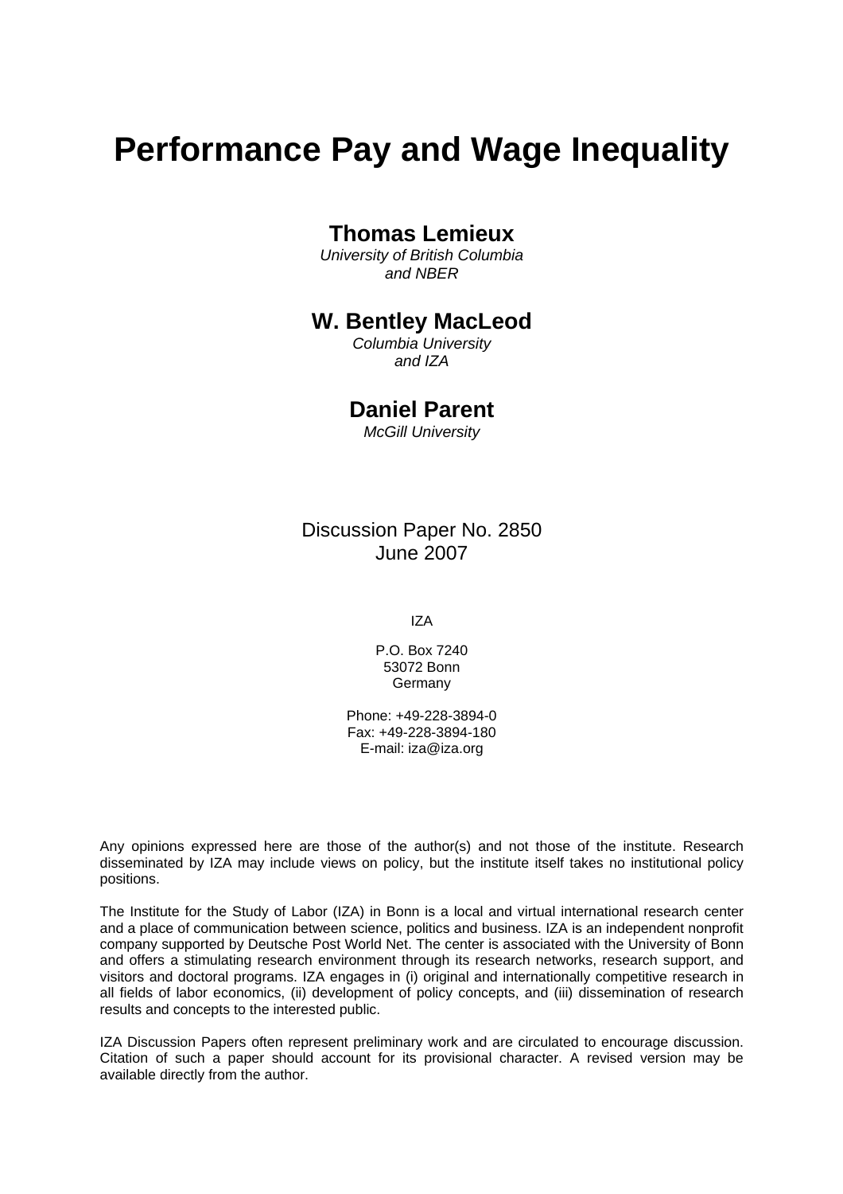# Performance Pay and Wage Inequality

**Thomas Lemieux**
*University of British Columbia and NBER*

**W. Bentley MacLeod**
*Columbia University and IZA*

**Daniel Parent**
*McGill University*

Discussion Paper No. 2850
June 2007

IZA

P.O. Box 7240
53072 Bonn
Germany

Phone: +49-228-3894-0
Fax: +49-228-3894-180
E-mail: iza@iza.org

Any opinions expressed here are those of the author(s) and not those of the institute. Research disseminated by IZA may include views on policy, but the institute itself takes no institutional policy positions.

The Institute for the Study of Labor (IZA) in Bonn is a local and virtual international research center and a place of communication between science, politics and business. IZA is an independent nonprofit company supported by Deutsche Post World Net. The center is associated with the University of Bonn and offers a stimulating research environment through its research networks, research support, and visitors and doctoral programs. IZA engages in (i) original and internationally competitive research in all fields of labor economics, (ii) development of policy concepts, and (iii) dissemination of research results and concepts to the interested public.

IZA Discussion Papers often represent preliminary work and are circulated to encourage discussion. Citation of such a paper should account for its provisional character. A revised version may be available directly from the author.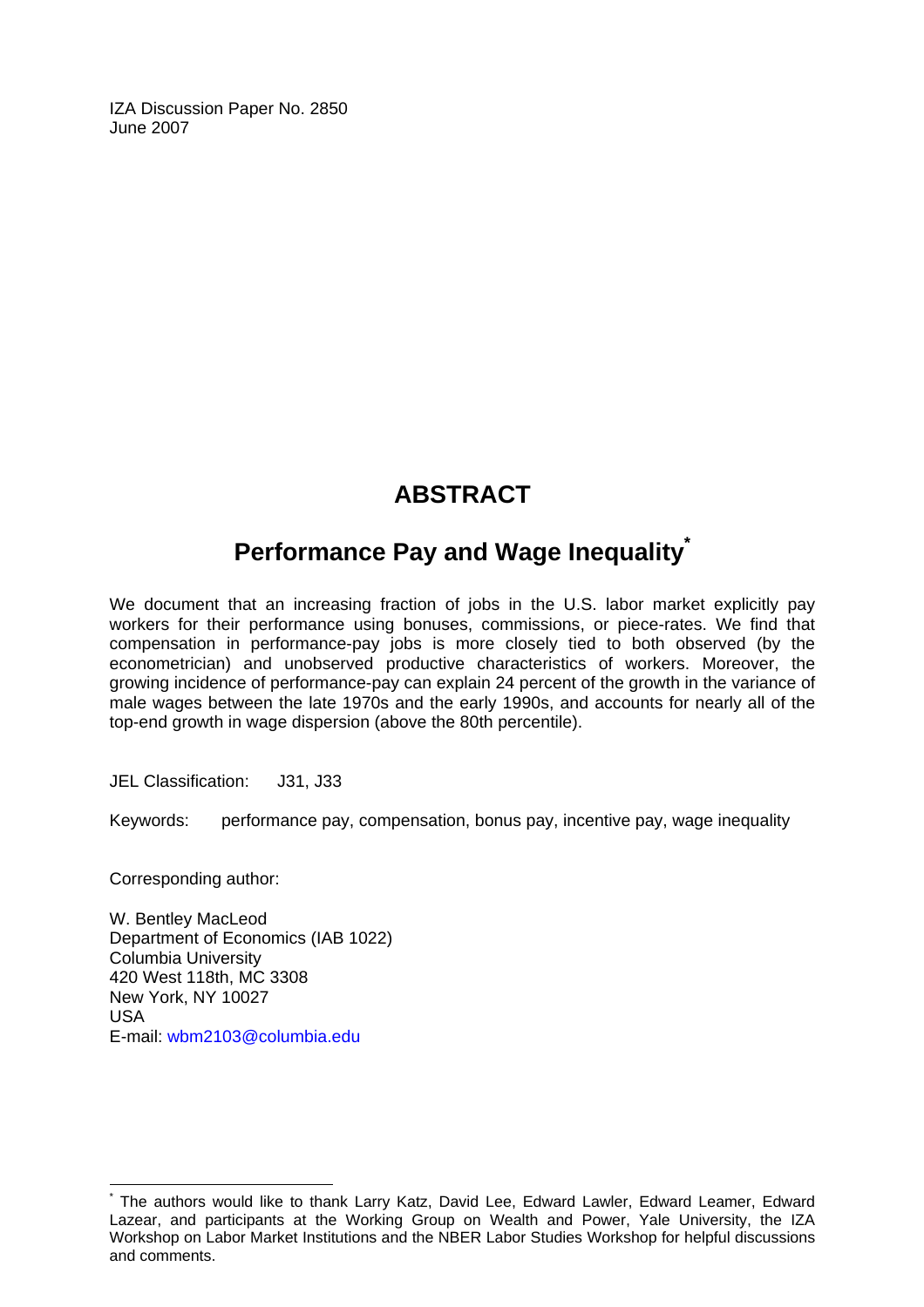IZA Discussion Paper No. 2850
June 2007

## ABSTRACT

## Performance Pay and Wage Inequality[*]

We document that an increasing fraction of jobs in the U.S. labor market explicitly pay workers for their performance using bonuses, commissions, or piece-rates. We find that compensation in performance-pay jobs is more closely tied to both observed (by the econometrician) and unobserved productive characteristics of workers. Moreover, the growing incidence of performance-pay can explain 24 percent of the growth in the variance of male wages between the late 1970s and the early 1990s, and accounts for nearly all of the top-end growth in wage dispersion (above the 80th percentile).

JEL Classification: J31, J33

Keywords: performance pay, compensation, bonus pay, incentive pay, wage inequality

Corresponding author:

W. Bentley MacLeod
Department of Economics (IAB 1022)
Columbia University
420 West 118th, MC 3308
New York, NY 10027
USA
E-mail: wbm2103@columbia.edu

[*] The authors would like to thank Larry Katz, David Lee, Edward Lawler, Edward Leamer, Edward Lazear, and participants at the Working Group on Wealth and Power, Yale University, the IZA Workshop on Labor Market Institutions and the NBER Labor Studies Workshop for helpful discussions and comments.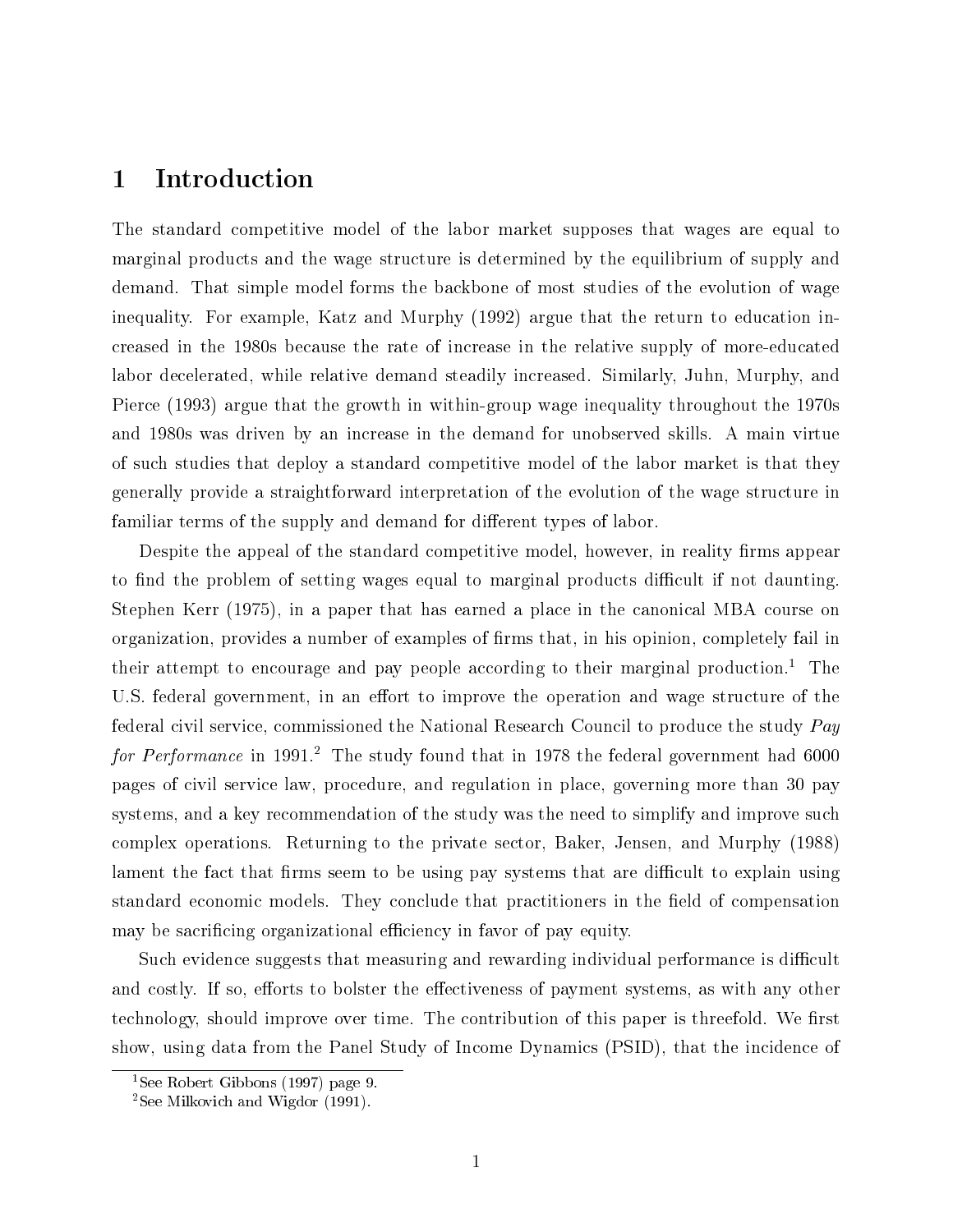# 1 Introduction

The standard competitive model of the labor market supposes that wages are equal to marginal products and the wage structure is determined by the equilibrium of supply and demand. That simple model forms the backbone of most studies of the evolution of wage inequality. For example, Katz and Murphy (1992) argue that the return to education increased in the 1980s because the rate of increase in the relative supply of more-educated labor decelerated, while relative demand steadily increased. Similarly, Juhn, Murphy, and Pierce (1993) argue that the growth in within-group wage inequality throughout the 1970s and 1980s was driven by an increase in the demand for unobserved skills. A main virtue of such studies that deploy a standard competitive model of the labor market is that they generally provide a straightforward interpretation of the evolution of the wage structure in familiar terms of the supply and demand for different types of labor.

Despite the appeal of the standard competitive model, however, in reality firms appear to find the problem of setting wages equal to marginal products difficult if not daunting. Stephen Kerr (1975), in a paper that has earned a place in the canonical MBA course on organization, provides a number of examples of firms that, in his opinion, completely fail in their attempt to encourage and pay people according to their marginal production.[1] The U.S. federal government, in an effort to improve the operation and wage structure of the federal civil service, commissioned the National Research Council to produce the study *Pay for Performance* in 1991.[2] The study found that in 1978 the federal government had 6000 pages of civil service law, procedure, and regulation in place, governing more than 30 pay systems, and a key recommendation of the study was the need to simplify and improve such complex operations. Returning to the private sector, Baker, Jensen, and Murphy (1988) lament the fact that firms seem to be using pay systems that are difficult to explain using standard economic models. They conclude that practitioners in the field of compensation may be sacrificing organizational efficiency in favor of pay equity.

Such evidence suggests that measuring and rewarding individual performance is difficult and costly. If so, efforts to bolster the effectiveness of payment systems, as with any other technology, should improve over time. The contribution of this paper is threefold. We first show, using data from the Panel Study of Income Dynamics (PSID), that the incidence of

[1] See Robert Gibbons (1997) page 9.

[2] See Milkovich and Wigdor (1991).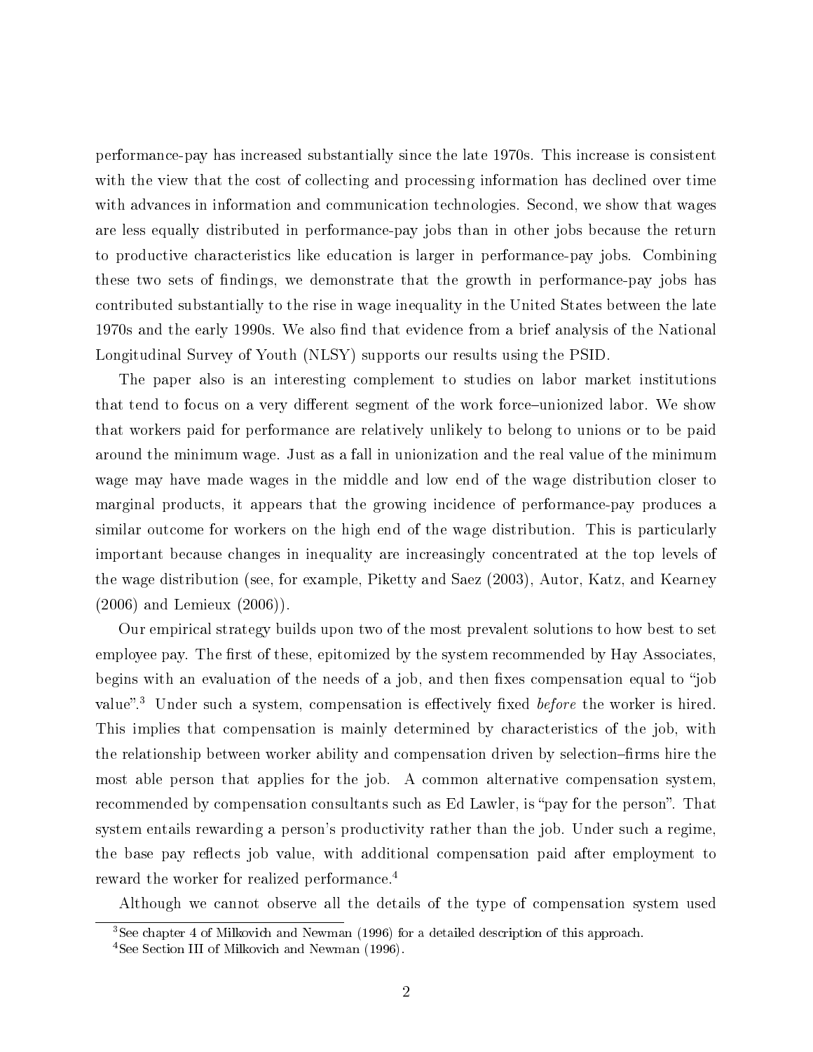performance-pay has increased substantially since the late 1970s. This increase is consistent with the view that the cost of collecting and processing information has declined over time with advances in information and communication technologies. Second, we show that wages are less equally distributed in performance-pay jobs than in other jobs because the return to productive characteristics like education is larger in performance-pay jobs. Combining these two sets of findings, we demonstrate that the growth in performance-pay jobs has contributed substantially to the rise in wage inequality in the United States between the late 1970s and the early 1990s. We also find that evidence from a brief analysis of the National Longitudinal Survey of Youth (NLSY) supports our results using the PSID.

The paper also is an interesting complement to studies on labor market institutions that tend to focus on a very different segment of the work force–unionized labor. We show that workers paid for performance are relatively unlikely to belong to unions or to be paid around the minimum wage. Just as a fall in unionization and the real value of the minimum wage may have made wages in the middle and low end of the wage distribution closer to marginal products, it appears that the growing incidence of performance-pay produces a similar outcome for workers on the high end of the wage distribution. This is particularly important because changes in inequality are increasingly concentrated at the top levels of the wage distribution (see, for example, Piketty and Saez (2003), Autor, Katz, and Kearney (2006) and Lemieux (2006)).

Our empirical strategy builds upon two of the most prevalent solutions to how best to set employee pay. The first of these, epitomized by the system recommended by Hay Associates, begins with an evaluation of the needs of a job, and then fixes compensation equal to "job value".[3] Under such a system, compensation is effectively fixed *before* the worker is hired. This implies that compensation is mainly determined by characteristics of the job, with the relationship between worker ability and compensation driven by selection–firms hire the most able person that applies for the job. A common alternative compensation system, recommended by compensation consultants such as Ed Lawler, is "pay for the person". That system entails rewarding a person's productivity rather than the job. Under such a regime, the base pay reflects job value, with additional compensation paid after employment to reward the worker for realized performance.[4]

Although we cannot observe all the details of the type of compensation system used

[3] See chapter 4 of Milkovich and Newman (1996) for a detailed description of this approach.

[4] See Section III of Milkovich and Newman (1996).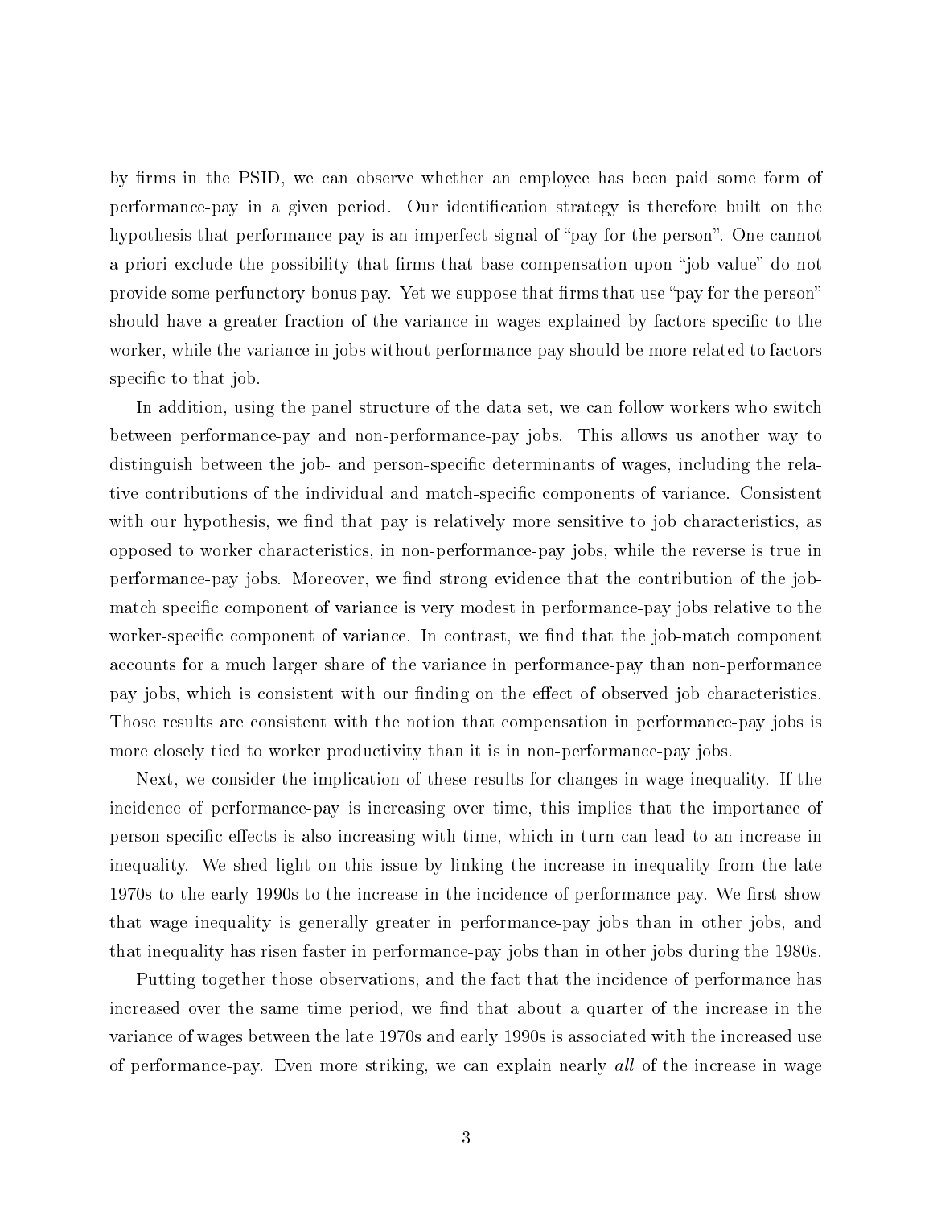by firms in the PSID, we can observe whether an employee has been paid some form of performance-pay in a given period. Our identification strategy is therefore built on the hypothesis that performance pay is an imperfect signal of "pay for the person". One cannot a priori exclude the possibility that firms that base compensation upon "job value" do not provide some perfunctory bonus pay. Yet we suppose that firms that use "pay for the person" should have a greater fraction of the variance in wages explained by factors specific to the worker, while the variance in jobs without performance-pay should be more related to factors specific to that job.

In addition, using the panel structure of the data set, we can follow workers who switch between performance-pay and non-performance-pay jobs. This allows us another way to distinguish between the job- and person-specific determinants of wages, including the relative contributions of the individual and match-specific components of variance. Consistent with our hypothesis, we find that pay is relatively more sensitive to job characteristics, as opposed to worker characteristics, in non-performance-pay jobs, while the reverse is true in performance-pay jobs. Moreover, we find strong evidence that the contribution of the job-match specific component of variance is very modest in performance-pay jobs relative to the worker-specific component of variance. In contrast, we find that the job-match component accounts for a much larger share of the variance in performance-pay than non-performance pay jobs, which is consistent with our finding on the effect of observed job characteristics. Those results are consistent with the notion that compensation in performance-pay jobs is more closely tied to worker productivity than it is in non-performance-pay jobs.

Next, we consider the implication of these results for changes in wage inequality. If the incidence of performance-pay is increasing over time, this implies that the importance of person-specific effects is also increasing with time, which in turn can lead to an increase in inequality. We shed light on this issue by linking the increase in inequality from the late 1970s to the early 1990s to the increase in the incidence of performance-pay. We first show that wage inequality is generally greater in performance-pay jobs than in other jobs, and that inequality has risen faster in performance-pay jobs than in other jobs during the 1980s.

Putting together those observations, and the fact that the incidence of performance has increased over the same time period, we find that about a quarter of the increase in the variance of wages between the late 1970s and early 1990s is associated with the increased use of performance-pay. Even more striking, we can explain nearly *all* of the increase in wage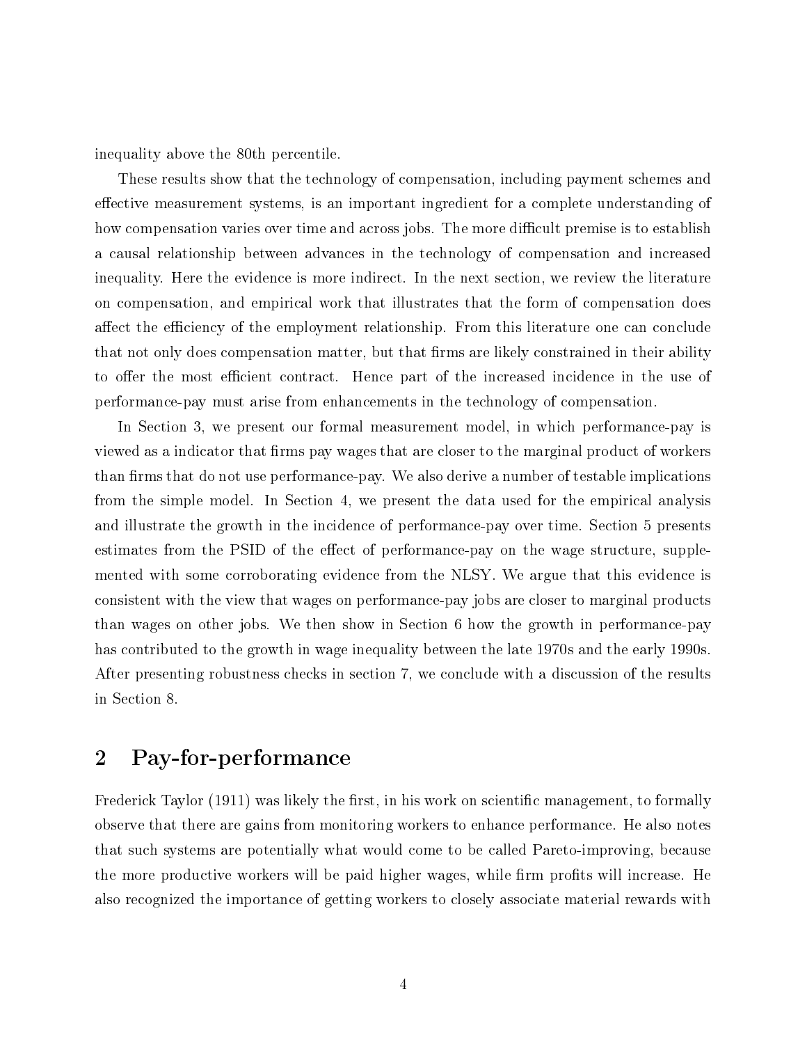inequality above the 80th percentile.

These results show that the technology of compensation, including payment schemes and effective measurement systems, is an important ingredient for a complete understanding of how compensation varies over time and across jobs. The more difficult premise is to establish a causal relationship between advances in the technology of compensation and increased inequality. Here the evidence is more indirect. In the next section, we review the literature on compensation, and empirical work that illustrates that the form of compensation does affect the efficiency of the employment relationship. From this literature one can conclude that not only does compensation matter, but that firms are likely constrained in their ability to offer the most efficient contract. Hence part of the increased incidence in the use of performance-pay must arise from enhancements in the technology of compensation.

In Section 3, we present our formal measurement model, in which performance-pay is viewed as a indicator that firms pay wages that are closer to the marginal product of workers than firms that do not use performance-pay. We also derive a number of testable implications from the simple model. In Section 4, we present the data used for the empirical analysis and illustrate the growth in the incidence of performance-pay over time. Section 5 presents estimates from the PSID of the effect of performance-pay on the wage structure, supplemented with some corroborating evidence from the NLSY. We argue that this evidence is consistent with the view that wages on performance-pay jobs are closer to marginal products than wages on other jobs. We then show in Section 6 how the growth in performance-pay has contributed to the growth in wage inequality between the late 1970s and the early 1990s. After presenting robustness checks in section 7, we conclude with a discussion of the results in Section 8.

## 2 Pay-for-performance

Frederick Taylor (1911) was likely the first, in his work on scientific management, to formally observe that there are gains from monitoring workers to enhance performance. He also notes that such systems are potentially what would come to be called Pareto-improving, because the more productive workers will be paid higher wages, while firm profits will increase. He also recognized the importance of getting workers to closely associate material rewards with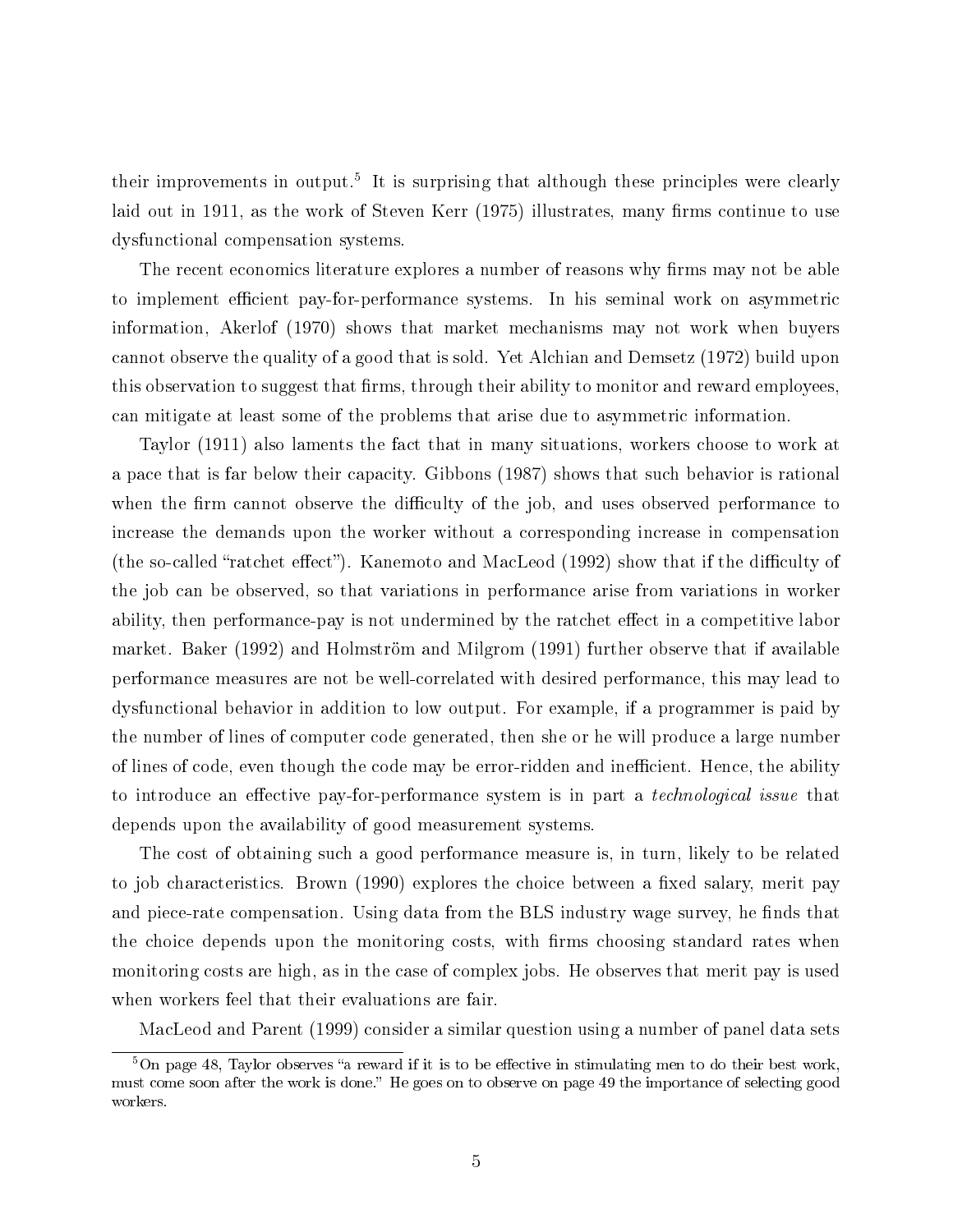their improvements in output.[5] It is surprising that although these principles were clearly laid out in 1911, as the work of Steven Kerr (1975) illustrates, many firms continue to use dysfunctional compensation systems.

The recent economics literature explores a number of reasons why firms may not be able to implement efficient pay-for-performance systems. In his seminal work on asymmetric information, Akerlof (1970) shows that market mechanisms may not work when buyers cannot observe the quality of a good that is sold. Yet Alchian and Demsetz (1972) build upon this observation to suggest that firms, through their ability to monitor and reward employees, can mitigate at least some of the problems that arise due to asymmetric information.

Taylor (1911) also laments the fact that in many situations, workers choose to work at a pace that is far below their capacity. Gibbons (1987) shows that such behavior is rational when the firm cannot observe the difficulty of the job, and uses observed performance to increase the demands upon the worker without a corresponding increase in compensation (the so-called "ratchet effect"). Kanemoto and MacLeod (1992) show that if the difficulty of the job can be observed, so that variations in performance arise from variations in worker ability, then performance-pay is not undermined by the ratchet effect in a competitive labor market. Baker (1992) and Holmström and Milgrom (1991) further observe that if available performance measures are not be well-correlated with desired performance, this may lead to dysfunctional behavior in addition to low output. For example, if a programmer is paid by the number of lines of computer code generated, then she or he will produce a large number of lines of code, even though the code may be error-ridden and inefficient. Hence, the ability to introduce an effective pay-for-performance system is in part a *technological issue* that depends upon the availability of good measurement systems.

The cost of obtaining such a good performance measure is, in turn, likely to be related to job characteristics. Brown (1990) explores the choice between a fixed salary, merit pay and piece-rate compensation. Using data from the BLS industry wage survey, he finds that the choice depends upon the monitoring costs, with firms choosing standard rates when monitoring costs are high, as in the case of complex jobs. He observes that merit pay is used when workers feel that their evaluations are fair.

MacLeod and Parent (1999) consider a similar question using a number of panel data sets

[5] On page 48, Taylor observes "a reward if it is to be effective in stimulating men to do their best work, must come soon after the work is done." He goes on to observe on page 49 the importance of selecting good workers.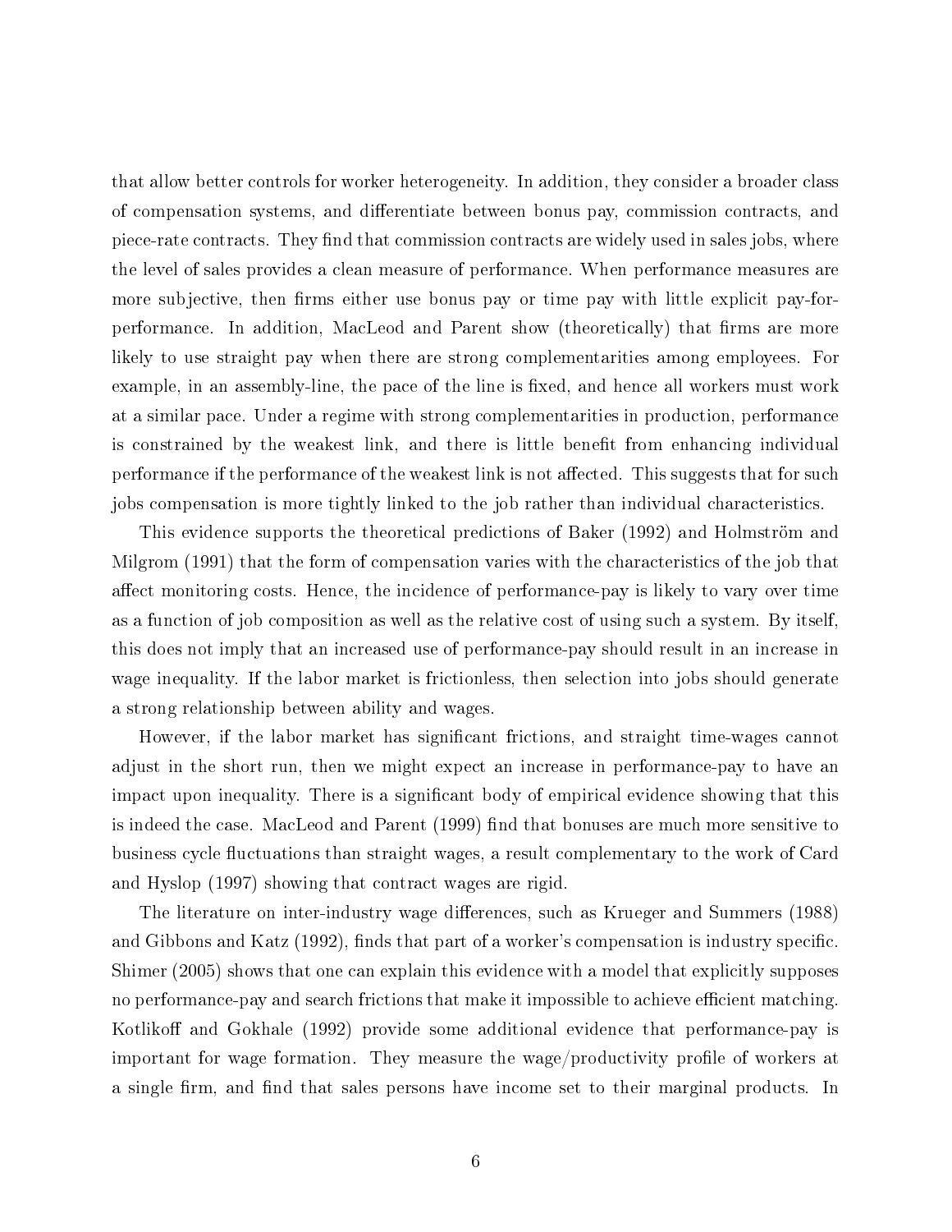that allow better controls for worker heterogeneity. In addition, they consider a broader class of compensation systems, and differentiate between bonus pay, commission contracts, and piece-rate contracts. They find that commission contracts are widely used in sales jobs, where the level of sales provides a clean measure of performance. When performance measures are more subjective, then firms either use bonus pay or time pay with little explicit pay-for-performance. In addition, MacLeod and Parent show (theoretically) that firms are more likely to use straight pay when there are strong complementarities among employees. For example, in an assembly-line, the pace of the line is fixed, and hence all workers must work at a similar pace. Under a regime with strong complementarities in production, performance is constrained by the weakest link, and there is little benefit from enhancing individual performance if the performance of the weakest link is not affected. This suggests that for such jobs compensation is more tightly linked to the job rather than individual characteristics.

This evidence supports the theoretical predictions of Baker (1992) and Holmström and Milgrom (1991) that the form of compensation varies with the characteristics of the job that affect monitoring costs. Hence, the incidence of performance-pay is likely to vary over time as a function of job composition as well as the relative cost of using such a system. By itself, this does not imply that an increased use of performance-pay should result in an increase in wage inequality. If the labor market is frictionless, then selection into jobs should generate a strong relationship between ability and wages.

However, if the labor market has significant frictions, and straight time-wages cannot adjust in the short run, then we might expect an increase in performance-pay to have an impact upon inequality. There is a significant body of empirical evidence showing that this is indeed the case. MacLeod and Parent (1999) find that bonuses are much more sensitive to business cycle fluctuations than straight wages, a result complementary to the work of Card and Hyslop (1997) showing that contract wages are rigid.

The literature on inter-industry wage differences, such as Krueger and Summers (1988) and Gibbons and Katz (1992), finds that part of a worker's compensation is industry specific. Shimer (2005) shows that one can explain this evidence with a model that explicitly supposes no performance-pay and search frictions that make it impossible to achieve efficient matching. Kotlikoff and Gokhale (1992) provide some additional evidence that performance-pay is important for wage formation. They measure the wage/productivity profile of workers at a single firm, and find that sales persons have income set to their marginal products. In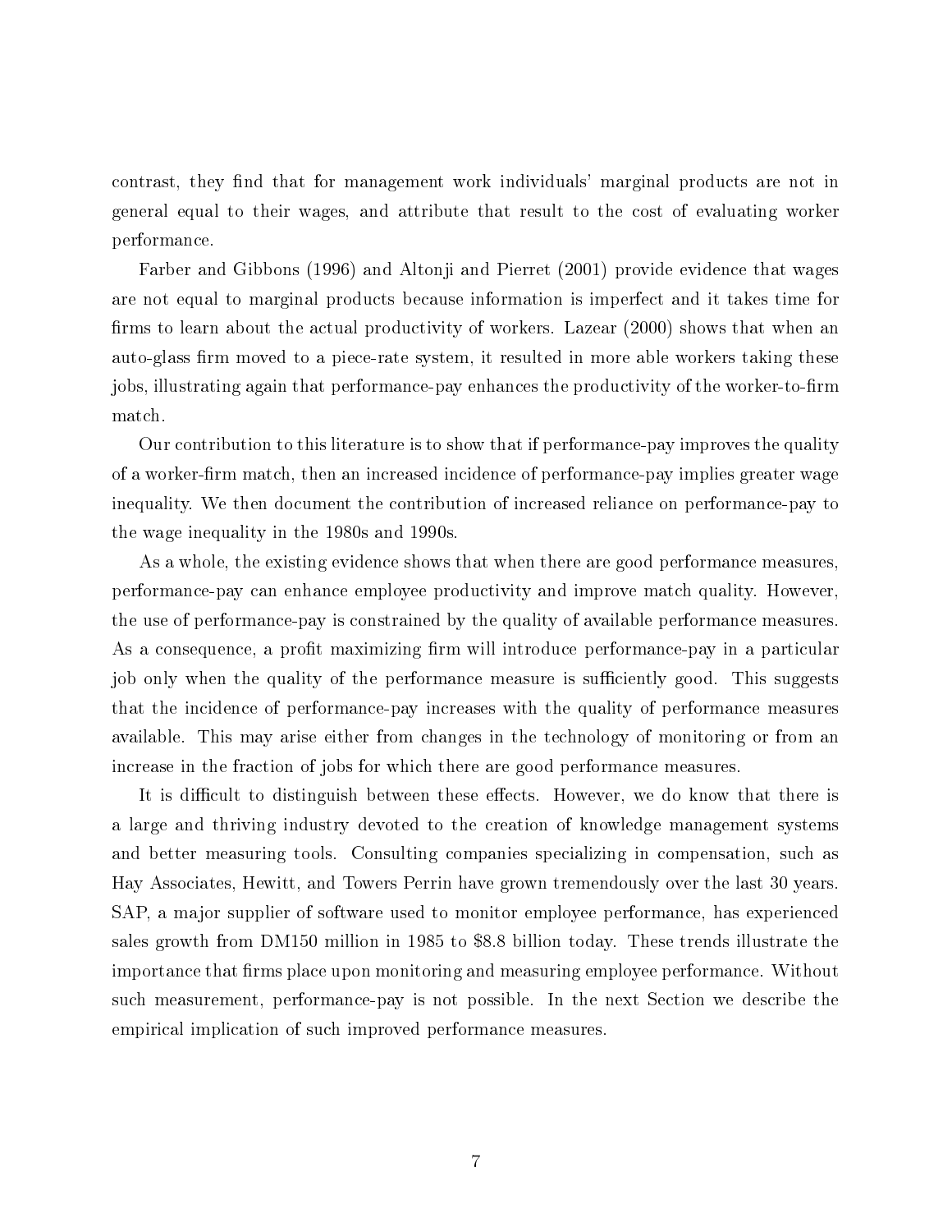contrast, they find that for management work individuals' marginal products are not in general equal to their wages, and attribute that result to the cost of evaluating worker performance.

Farber and Gibbons (1996) and Altonji and Pierret (2001) provide evidence that wages are not equal to marginal products because information is imperfect and it takes time for firms to learn about the actual productivity of workers. Lazear (2000) shows that when an auto-glass firm moved to a piece-rate system, it resulted in more able workers taking these jobs, illustrating again that performance-pay enhances the productivity of the worker-to-firm match.

Our contribution to this literature is to show that if performance-pay improves the quality of a worker-firm match, then an increased incidence of performance-pay implies greater wage inequality. We then document the contribution of increased reliance on performance-pay to the wage inequality in the 1980s and 1990s.

As a whole, the existing evidence shows that when there are good performance measures, performance-pay can enhance employee productivity and improve match quality. However, the use of performance-pay is constrained by the quality of available performance measures. As a consequence, a profit maximizing firm will introduce performance-pay in a particular job only when the quality of the performance measure is sufficiently good. This suggests that the incidence of performance-pay increases with the quality of performance measures available. This may arise either from changes in the technology of monitoring or from an increase in the fraction of jobs for which there are good performance measures.

It is difficult to distinguish between these effects. However, we do know that there is a large and thriving industry devoted to the creation of knowledge management systems and better measuring tools. Consulting companies specializing in compensation, such as Hay Associates, Hewitt, and Towers Perrin have grown tremendously over the last 30 years. SAP, a major supplier of software used to monitor employee performance, has experienced sales growth from DM150 million in 1985 to $8.8 billion today. These trends illustrate the importance that firms place upon monitoring and measuring employee performance. Without such measurement, performance-pay is not possible. In the next Section we describe the empirical implication of such improved performance measures.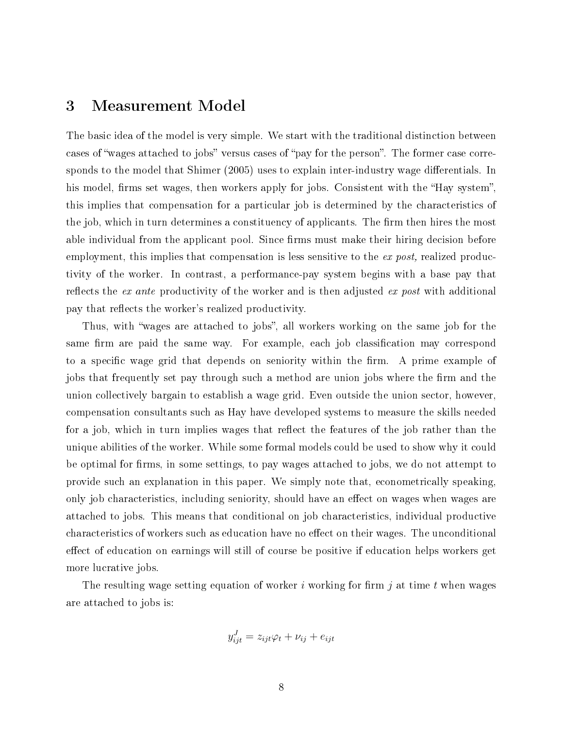## 3 Measurement Model

The basic idea of the model is very simple. We start with the traditional distinction between cases of "wages attached to jobs" versus cases of "pay for the person". The former case corresponds to the model that Shimer (2005) uses to explain inter-industry wage differentials. In his model, firms set wages, then workers apply for jobs. Consistent with the "Hay system", this implies that compensation for a particular job is determined by the characteristics of the job, which in turn determines a constituency of applicants. The firm then hires the most able individual from the applicant pool. Since firms must make their hiring decision before employment, this implies that compensation is less sensitive to the *ex post,* realized productivity of the worker. In contrast, a performance-pay system begins with a base pay that reflects the *ex ante* productivity of the worker and is then adjusted *ex post* with additional pay that reflects the worker's realized productivity.

Thus, with "wages are attached to jobs", all workers working on the same job for the same firm are paid the same way. For example, each job classification may correspond to a specific wage grid that depends on seniority within the firm. A prime example of jobs that frequently set pay through such a method are union jobs where the firm and the union collectively bargain to establish a wage grid. Even outside the union sector, however, compensation consultants such as Hay have developed systems to measure the skills needed for a job, which in turn implies wages that reflect the features of the job rather than the unique abilities of the worker. While some formal models could be used to show why it could be optimal for firms, in some settings, to pay wages attached to jobs, we do not attempt to provide such an explanation in this paper. We simply note that, econometrically speaking, only job characteristics, including seniority, should have an effect on wages when wages are attached to jobs. This means that conditional on job characteristics, individual productive characteristics of workers such as education have no effect on their wages. The unconditional effect of education on earnings will still of course be positive if education helps workers get more lucrative jobs.

The resulting wage setting equation of worker $i$ working for firm $j$ at time $t$ when wages are attached to jobs is:

$$y^J_{ijt} = z_{ijt}\varphi_t + \nu_{ij} + e_{ijt}$$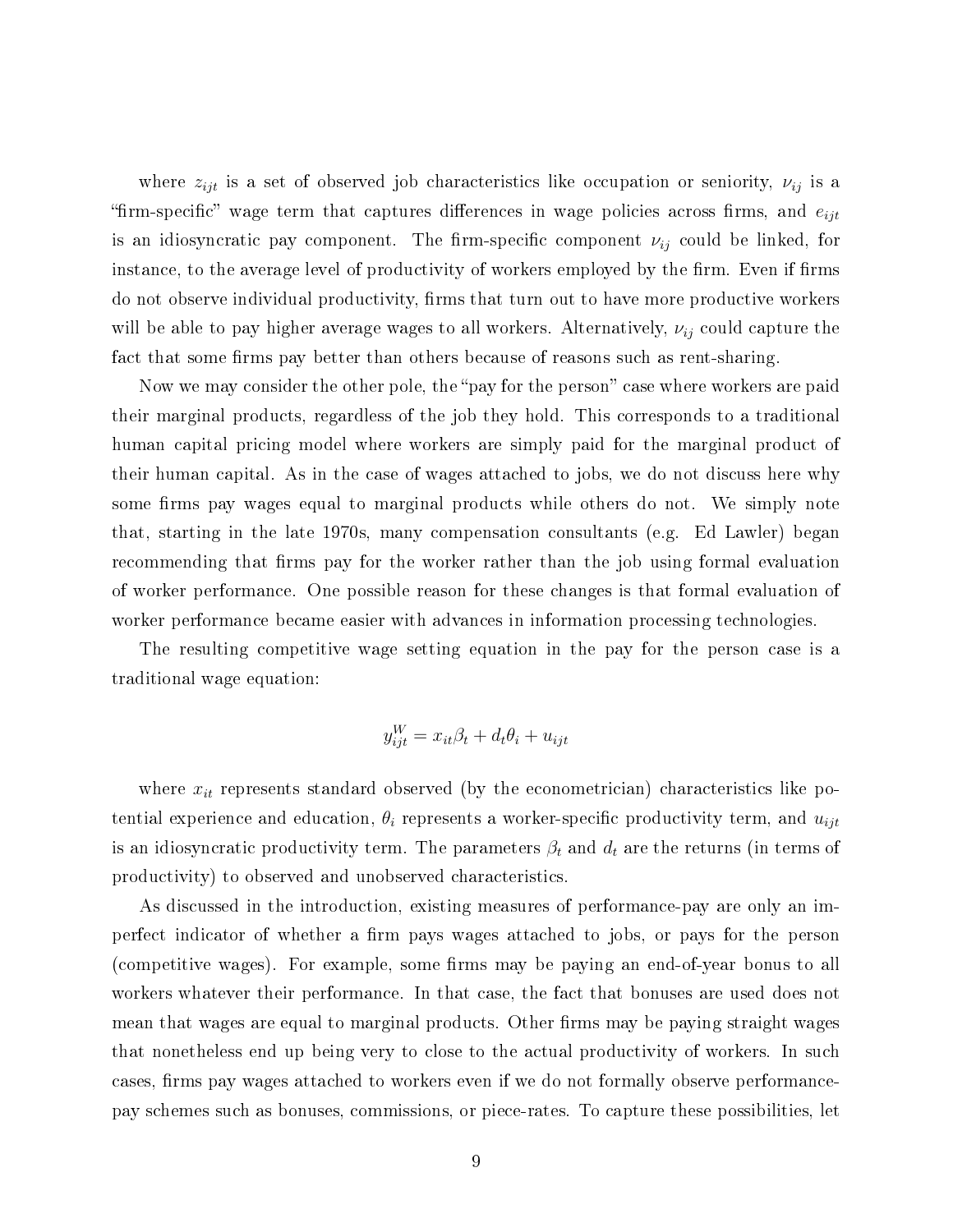where $z_{ijt}$ is a set of observed job characteristics like occupation or seniority, $\nu_{ij}$ is a "firm-specific" wage term that captures differences in wage policies across firms, and $e_{ijt}$ is an idiosyncratic pay component. The firm-specific component $\nu_{ij}$ could be linked, for instance, to the average level of productivity of workers employed by the firm. Even if firms do not observe individual productivity, firms that turn out to have more productive workers will be able to pay higher average wages to all workers. Alternatively, $\nu_{ij}$ could capture the fact that some firms pay better than others because of reasons such as rent-sharing.

Now we may consider the other pole, the "pay for the person" case where workers are paid their marginal products, regardless of the job they hold. This corresponds to a traditional human capital pricing model where workers are simply paid for the marginal product of their human capital. As in the case of wages attached to jobs, we do not discuss here why some firms pay wages equal to marginal products while others do not. We simply note that, starting in the late 1970s, many compensation consultants (e.g. Ed Lawler) began recommending that firms pay for the worker rather than the job using formal evaluation of worker performance. One possible reason for these changes is that formal evaluation of worker performance became easier with advances in information processing technologies.

The resulting competitive wage setting equation in the pay for the person case is a traditional wage equation:

$$y_{ijt}^{W} = x_{it}\beta_t + d_t\theta_i + u_{ijt}$$

where $x_{it}$ represents standard observed (by the econometrician) characteristics like potential experience and education, $\theta_i$ represents a worker-specific productivity term, and $u_{ijt}$ is an idiosyncratic productivity term. The parameters $\beta_t$ and $d_t$ are the returns (in terms of productivity) to observed and unobserved characteristics.

As discussed in the introduction, existing measures of performance-pay are only an imperfect indicator of whether a firm pays wages attached to jobs, or pays for the person (competitive wages). For example, some firms may be paying an end-of-year bonus to all workers whatever their performance. In that case, the fact that bonuses are used does not mean that wages are equal to marginal products. Other firms may be paying straight wages that nonetheless end up being very to close to the actual productivity of workers. In such cases, firms pay wages attached to workers even if we do not formally observe performance-pay schemes such as bonuses, commissions, or piece-rates. To capture these possibilities, let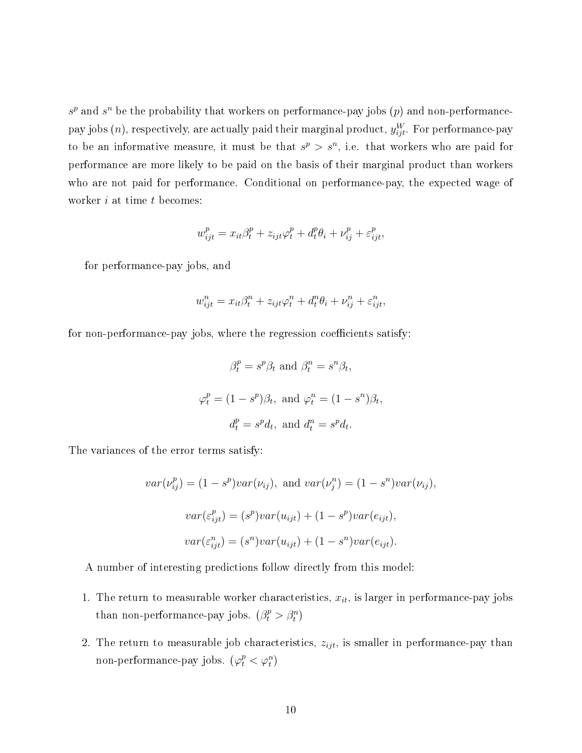$s^p$ and $s^n$ be the probability that workers on performance-pay jobs ($p$) and non-performance-pay jobs ($n$), respectively, are actually paid their marginal product, $y^W_{ijt}$. For performance-pay to be an informative measure, it must be that $s^p > s^n$, i.e. that workers who are paid for performance are more likely to be paid on the basis of their marginal product than workers who are not paid for performance. Conditional on performance-pay, the expected wage of worker $i$ at time $t$ becomes:

$$w^p_{ijt} = x_{it}\beta^p_t + z_{ijt}\varphi^p_t + d^p_t\theta_i + \nu^p_{ij} + \varepsilon^p_{ijt},$$

for performance-pay jobs, and

$$w^n_{ijt} = x_{it}\beta^n_t + z_{ijt}\varphi^n_t + d^n_t\theta_i + \nu^n_{ij} + \varepsilon^n_{ijt},$$

for non-performance-pay jobs, where the regression coefficients satisfy:

$$\beta^p_t = s^p\beta_t \text{ and } \beta^n_t = s^n\beta_t,$$

$$\varphi^p_t = (1 - s^p)\beta_t, \text{ and } \varphi^n_t = (1 - s^n)\beta_t,$$

$$d^p_t = s^p d_t, \text{ and } d^n_t = s^p d_t.$$

The variances of the error terms satisfy:

$$var(\nu^p_{ij}) = (1 - s^p)var(\nu_{ij}), \text{ and } var(\nu^n_j) = (1 - s^n)var(\nu_{ij}),$$

$$var(\varepsilon^p_{ijt}) = (s^p)var(u_{ijt}) + (1 - s^p)var(e_{ijt}),$$

$$var(\varepsilon^n_{ijt}) = (s^n)var(u_{ijt}) + (1 - s^n)var(e_{ijt}).$$

A number of interesting predictions follow directly from this model:

1. The return to measurable worker characteristics, $x_{it}$, is larger in performance-pay jobs than non-performance-pay jobs. ($\beta^p_t > \beta^n_t$)
2. The return to measurable job characteristics, $z_{ijt}$, is smaller in performance-pay than non-performance-pay jobs. ($\varphi^p_t < \varphi^n_t$)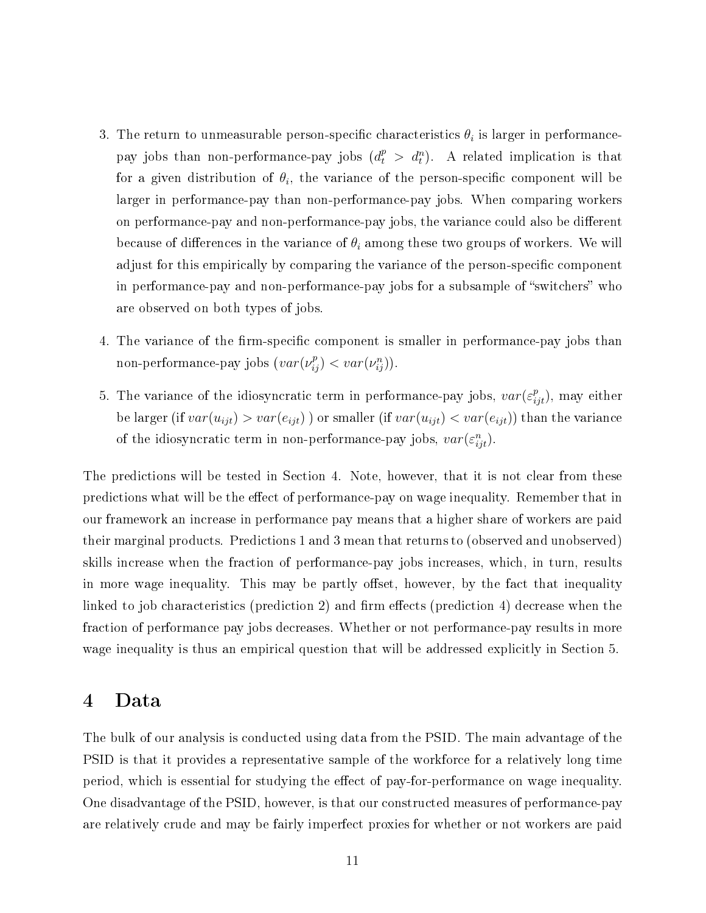3. The return to unmeasurable person-specific characteristics $\theta_i$ is larger in performance-pay jobs than non-performance-pay jobs ($d_t^p > d_t^n$). A related implication is that for a given distribution of $\theta_i$, the variance of the person-specific component will be larger in performance-pay than non-performance-pay jobs. When comparing workers on performance-pay and non-performance-pay jobs, the variance could also be different because of differences in the variance of $\theta_i$ among these two groups of workers. We will adjust for this empirically by comparing the variance of the person-specific component in performance-pay and non-performance-pay jobs for a subsample of "switchers" who are observed on both types of jobs.

4. The variance of the firm-specific component is smaller in performance-pay jobs than non-performance-pay jobs ($var(\nu_{ij}^p) < var(\nu_{ij}^n)$).

5. The variance of the idiosyncratic term in performance-pay jobs, $var(\varepsilon_{ijt}^p)$, may either be larger (if $var(u_{ijt}) > var(e_{ijt})$ ) or smaller (if $var(u_{ijt}) < var(e_{ijt})$) than the variance of the idiosyncratic term in non-performance-pay jobs, $var(\varepsilon_{ijt}^n)$.

The predictions will be tested in Section 4. Note, however, that it is not clear from these predictions what will be the effect of performance-pay on wage inequality. Remember that in our framework an increase in performance pay means that a higher share of workers are paid their marginal products. Predictions 1 and 3 mean that returns to (observed and unobserved) skills increase when the fraction of performance-pay jobs increases, which, in turn, results in more wage inequality. This may be partly offset, however, by the fact that inequality linked to job characteristics (prediction 2) and firm effects (prediction 4) decrease when the fraction of performance pay jobs decreases. Whether or not performance-pay results in more wage inequality is thus an empirical question that will be addressed explicitly in Section 5.

# 4 Data

The bulk of our analysis is conducted using data from the PSID. The main advantage of the PSID is that it provides a representative sample of the workforce for a relatively long time period, which is essential for studying the effect of pay-for-performance on wage inequality. One disadvantage of the PSID, however, is that our constructed measures of performance-pay are relatively crude and may be fairly imperfect proxies for whether or not workers are paid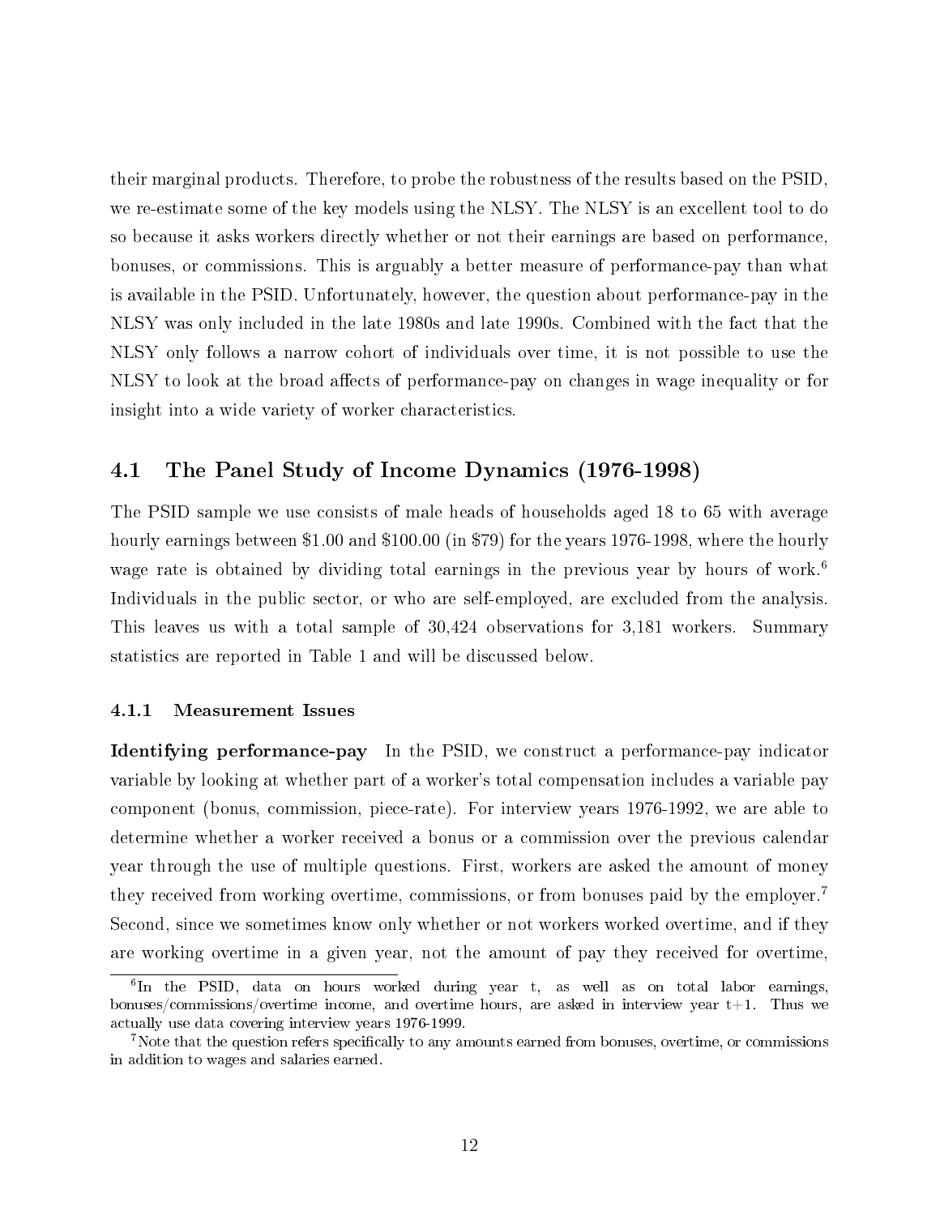their marginal products. Therefore, to probe the robustness of the results based on the PSID, we re-estimate some of the key models using the NLSY. The NLSY is an excellent tool to do so because it asks workers directly whether or not their earnings are based on performance, bonuses, or commissions. This is arguably a better measure of performance-pay than what is available in the PSID. Unfortunately, however, the question about performance-pay in the NLSY was only included in the late 1980s and late 1990s. Combined with the fact that the NLSY only follows a narrow cohort of individuals over time, it is not possible to use the NLSY to look at the broad affects of performance-pay on changes in wage inequality or for insight into a wide variety of worker characteristics.

## 4.1 The Panel Study of Income Dynamics (1976-1998)

The PSID sample we use consists of male heads of households aged 18 to 65 with average hourly earnings between \$1.00 and \$100.00 (in \$79) for the years 1976-1998, where the hourly wage rate is obtained by dividing total earnings in the previous year by hours of work.[6] Individuals in the public sector, or who are self-employed, are excluded from the analysis. This leaves us with a total sample of 30,424 observations for 3,181 workers. Summary statistics are reported in Table 1 and will be discussed below.

### 4.1.1 Measurement Issues

**Identifying performance-pay** In the PSID, we construct a performance-pay indicator variable by looking at whether part of a worker's total compensation includes a variable pay component (bonus, commission, piece-rate). For interview years 1976-1992, we are able to determine whether a worker received a bonus or a commission over the previous calendar year through the use of multiple questions. First, workers are asked the amount of money they received from working overtime, commissions, or from bonuses paid by the employer.[7] Second, since we sometimes know only whether or not workers worked overtime, and if they are working overtime in a given year, not the amount of pay they received for overtime,

[6] In the PSID, data on hours worked during year t, as well as on total labor earnings, bonuses/commissions/overtime income, and overtime hours, are asked in interview year t+1. Thus we actually use data covering interview years 1976-1999.

[7] Note that the question refers specifically to any amounts earned from bonuses, overtime, or commissions in addition to wages and salaries earned.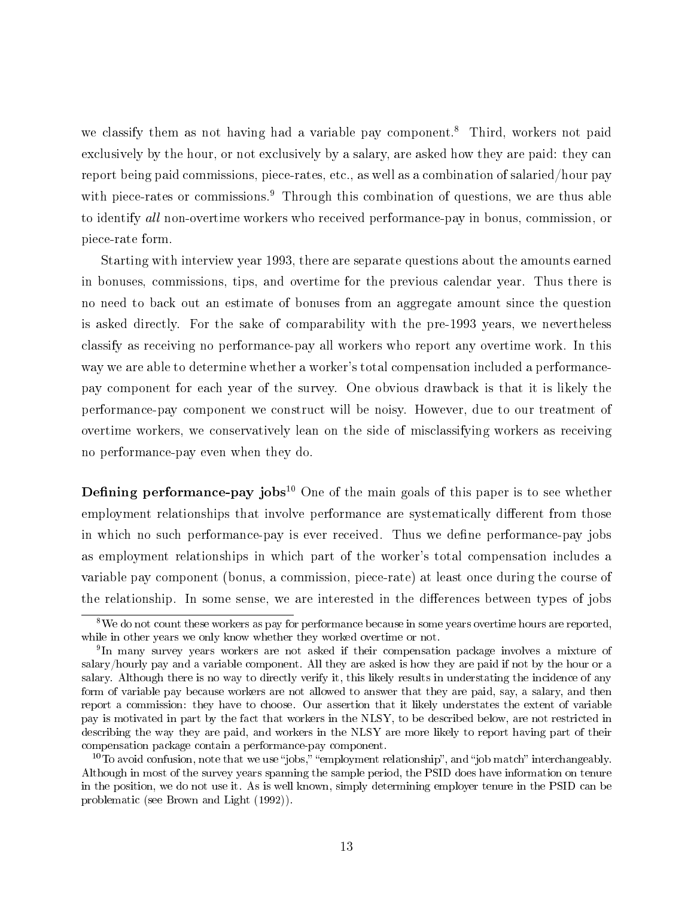we classify them as not having had a variable pay component.[8] Third, workers not paid exclusively by the hour, or not exclusively by a salary, are asked how they are paid: they can report being paid commissions, piece-rates, etc., as well as a combination of salaried/hour pay with piece-rates or commissions.[9] Through this combination of questions, we are thus able to identify *all* non-overtime workers who received performance-pay in bonus, commission, or piece-rate form.

Starting with interview year 1993, there are separate questions about the amounts earned in bonuses, commissions, tips, and overtime for the previous calendar year. Thus there is no need to back out an estimate of bonuses from an aggregate amount since the question is asked directly. For the sake of comparability with the pre-1993 years, we nevertheless classify as receiving no performance-pay all workers who report any overtime work. In this way we are able to determine whether a worker's total compensation included a performance-pay component for each year of the survey. One obvious drawback is that it is likely the performance-pay component we construct will be noisy. However, due to our treatment of overtime workers, we conservatively lean on the side of misclassifying workers as receiving no performance-pay even when they do.

**Defining performance-pay jobs**[10] One of the main goals of this paper is to see whether employment relationships that involve performance are systematically different from those in which no such performance-pay is ever received. Thus we define performance-pay jobs as employment relationships in which part of the worker's total compensation includes a variable pay component (bonus, a commission, piece-rate) at least once during the course of the relationship. In some sense, we are interested in the differences between types of jobs

[8] We do not count these workers as pay for performance because in some years overtime hours are reported, while in other years we only know whether they worked overtime or not.

[9] In many survey years workers are not asked if their compensation package involves a mixture of salary/hourly pay and a variable component. All they are asked is how they are paid if not by the hour or a salary. Although there is no way to directly verify it, this likely results in understating the incidence of any form of variable pay because workers are not allowed to answer that they are paid, say, a salary, and then report a commission: they have to choose. Our assertion that it likely understates the extent of variable pay is motivated in part by the fact that workers in the NLSY, to be described below, are not restricted in describing the way they are paid, and workers in the NLSY are more likely to report having part of their compensation package contain a performance-pay component.

[10] To avoid confusion, note that we use "jobs," "employment relationship", and "job match" interchangeably. Although in most of the survey years spanning the sample period, the PSID does have information on tenure in the position, we do not use it. As is well known, simply determining employer tenure in the PSID can be problematic (see Brown and Light (1992)).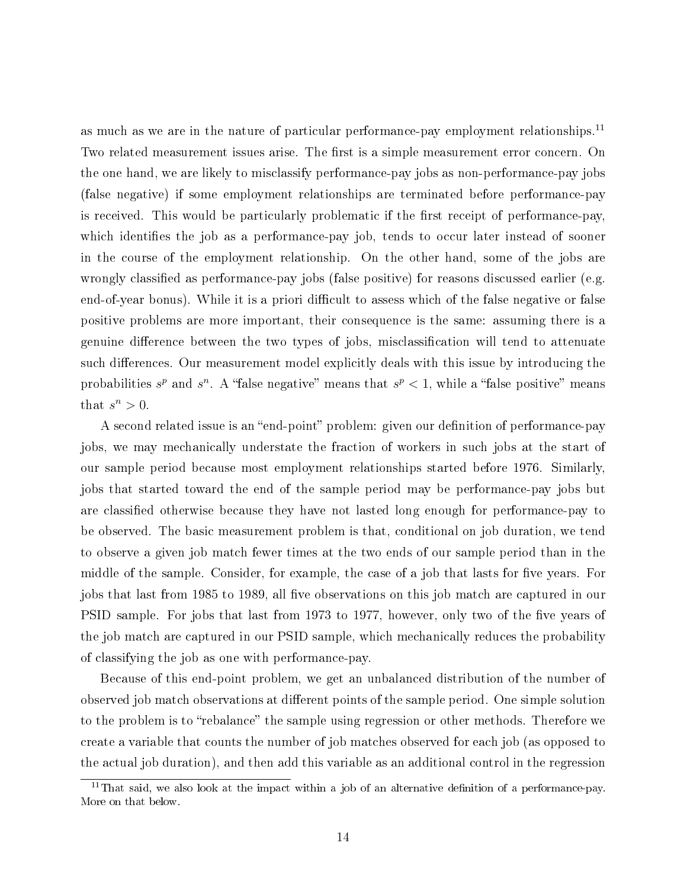as much as we are in the nature of particular performance-pay employment relationships.[11] Two related measurement issues arise. The first is a simple measurement error concern. On the one hand, we are likely to misclassify performance-pay jobs as non-performance-pay jobs (false negative) if some employment relationships are terminated before performance-pay is received. This would be particularly problematic if the first receipt of performance-pay, which identifies the job as a performance-pay job, tends to occur later instead of sooner in the course of the employment relationship. On the other hand, some of the jobs are wrongly classified as performance-pay jobs (false positive) for reasons discussed earlier (e.g. end-of-year bonus). While it is a priori difficult to assess which of the false negative or false positive problems are more important, their consequence is the same: assuming there is a genuine difference between the two types of jobs, misclassification will tend to attenuate such differences. Our measurement model explicitly deals with this issue by introducing the probabilities $s^p$ and $s^n$. A "false negative" means that $s^p < 1$, while a "false positive" means that $s^n > 0$.

A second related issue is an "end-point" problem: given our definition of performance-pay jobs, we may mechanically understate the fraction of workers in such jobs at the start of our sample period because most employment relationships started before 1976. Similarly, jobs that started toward the end of the sample period may be performance-pay jobs but are classified otherwise because they have not lasted long enough for performance-pay to be observed. The basic measurement problem is that, conditional on job duration, we tend to observe a given job match fewer times at the two ends of our sample period than in the middle of the sample. Consider, for example, the case of a job that lasts for five years. For jobs that last from 1985 to 1989, all five observations on this job match are captured in our PSID sample. For jobs that last from 1973 to 1977, however, only two of the five years of the job match are captured in our PSID sample, which mechanically reduces the probability of classifying the job as one with performance-pay.

Because of this end-point problem, we get an unbalanced distribution of the number of observed job match observations at different points of the sample period. One simple solution to the problem is to "rebalance" the sample using regression or other methods. Therefore we create a variable that counts the number of job matches observed for each job (as opposed to the actual job duration), and then add this variable as an additional control in the regression

[11] That said, we also look at the impact within a job of an alternative definition of a performance-pay. More on that below.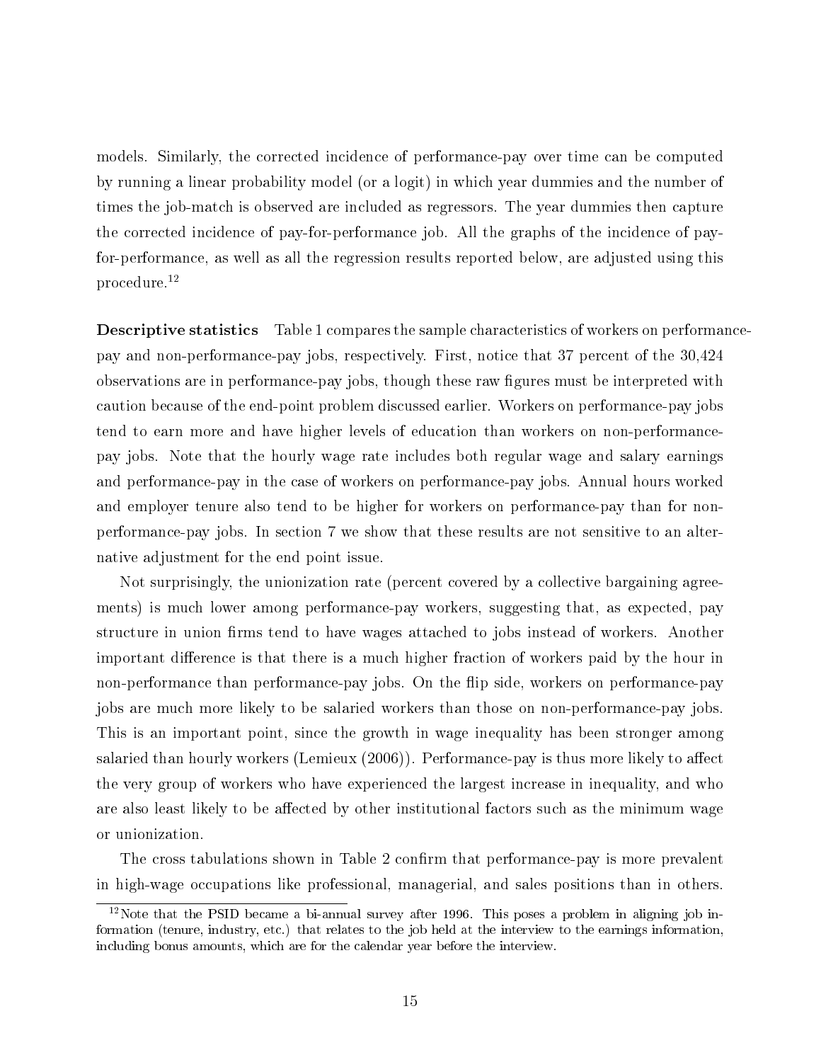models. Similarly, the corrected incidence of performance-pay over time can be computed by running a linear probability model (or a logit) in which year dummies and the number of times the job-match is observed are included as regressors. The year dummies then capture the corrected incidence of pay-for-performance job. All the graphs of the incidence of pay-for-performance, as well as all the regression results reported below, are adjusted using this procedure.[12]

**Descriptive statistics** Table 1 compares the sample characteristics of workers on performance-pay and non-performance-pay jobs, respectively. First, notice that 37 percent of the 30,424 observations are in performance-pay jobs, though these raw figures must be interpreted with caution because of the end-point problem discussed earlier. Workers on performance-pay jobs tend to earn more and have higher levels of education than workers on non-performance-pay jobs. Note that the hourly wage rate includes both regular wage and salary earnings and performance-pay in the case of workers on performance-pay jobs. Annual hours worked and employer tenure also tend to be higher for workers on performance-pay than for non-performance-pay jobs. In section 7 we show that these results are not sensitive to an alternative adjustment for the end point issue.

Not surprisingly, the unionization rate (percent covered by a collective bargaining agreements) is much lower among performance-pay workers, suggesting that, as expected, pay structure in union firms tend to have wages attached to jobs instead of workers. Another important difference is that there is a much higher fraction of workers paid by the hour in non-performance than performance-pay jobs. On the flip side, workers on performance-pay jobs are much more likely to be salaried workers than those on non-performance-pay jobs. This is an important point, since the growth in wage inequality has been stronger among salaried than hourly workers (Lemieux (2006)). Performance-pay is thus more likely to affect the very group of workers who have experienced the largest increase in inequality, and who are also least likely to be affected by other institutional factors such as the minimum wage or unionization.

The cross tabulations shown in Table 2 confirm that performance-pay is more prevalent in high-wage occupations like professional, managerial, and sales positions than in others.

[12] Note that the PSID became a bi-annual survey after 1996. This poses a problem in aligning job information (tenure, industry, etc.) that relates to the job held at the interview to the earnings information, including bonus amounts, which are for the calendar year before the interview.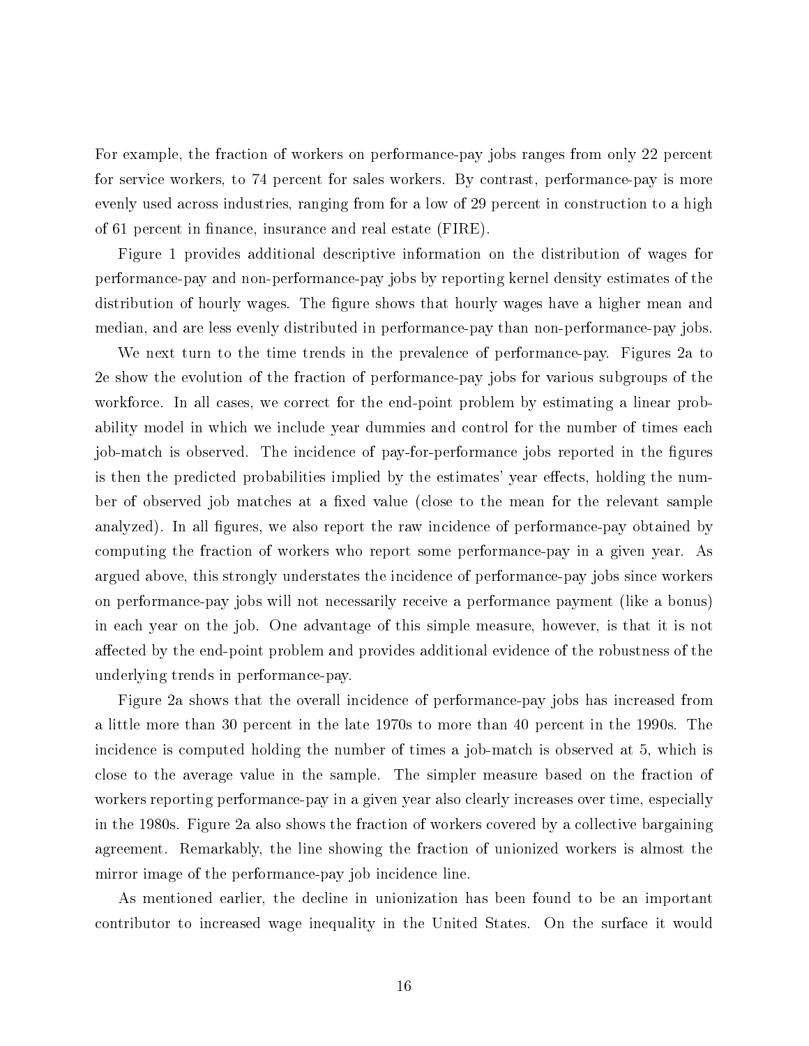For example, the fraction of workers on performance-pay jobs ranges from only 22 percent for service workers, to 74 percent for sales workers. By contrast, performance-pay is more evenly used across industries, ranging from for a low of 29 percent in construction to a high of 61 percent in finance, insurance and real estate (FIRE).

Figure 1 provides additional descriptive information on the distribution of wages for performance-pay and non-performance-pay jobs by reporting kernel density estimates of the distribution of hourly wages. The figure shows that hourly wages have a higher mean and median, and are less evenly distributed in performance-pay than non-performance-pay jobs.

We next turn to the time trends in the prevalence of performance-pay. Figures 2a to 2e show the evolution of the fraction of performance-pay jobs for various subgroups of the workforce. In all cases, we correct for the end-point problem by estimating a linear probability model in which we include year dummies and control for the number of times each job-match is observed. The incidence of pay-for-performance jobs reported in the figures is then the predicted probabilities implied by the estimates' year effects, holding the number of observed job matches at a fixed value (close to the mean for the relevant sample analyzed). In all figures, we also report the raw incidence of performance-pay obtained by computing the fraction of workers who report some performance-pay in a given year. As argued above, this strongly understates the incidence of performance-pay jobs since workers on performance-pay jobs will not necessarily receive a performance payment (like a bonus) in each year on the job. One advantage of this simple measure, however, is that it is not affected by the end-point problem and provides additional evidence of the robustness of the underlying trends in performance-pay.

Figure 2a shows that the overall incidence of performance-pay jobs has increased from a little more than 30 percent in the late 1970s to more than 40 percent in the 1990s. The incidence is computed holding the number of times a job-match is observed at 5, which is close to the average value in the sample. The simpler measure based on the fraction of workers reporting performance-pay in a given year also clearly increases over time, especially in the 1980s. Figure 2a also shows the fraction of workers covered by a collective bargaining agreement. Remarkably, the line showing the fraction of unionized workers is almost the mirror image of the performance-pay job incidence line.

As mentioned earlier, the decline in unionization has been found to be an important contributor to increased wage inequality in the United States. On the surface it would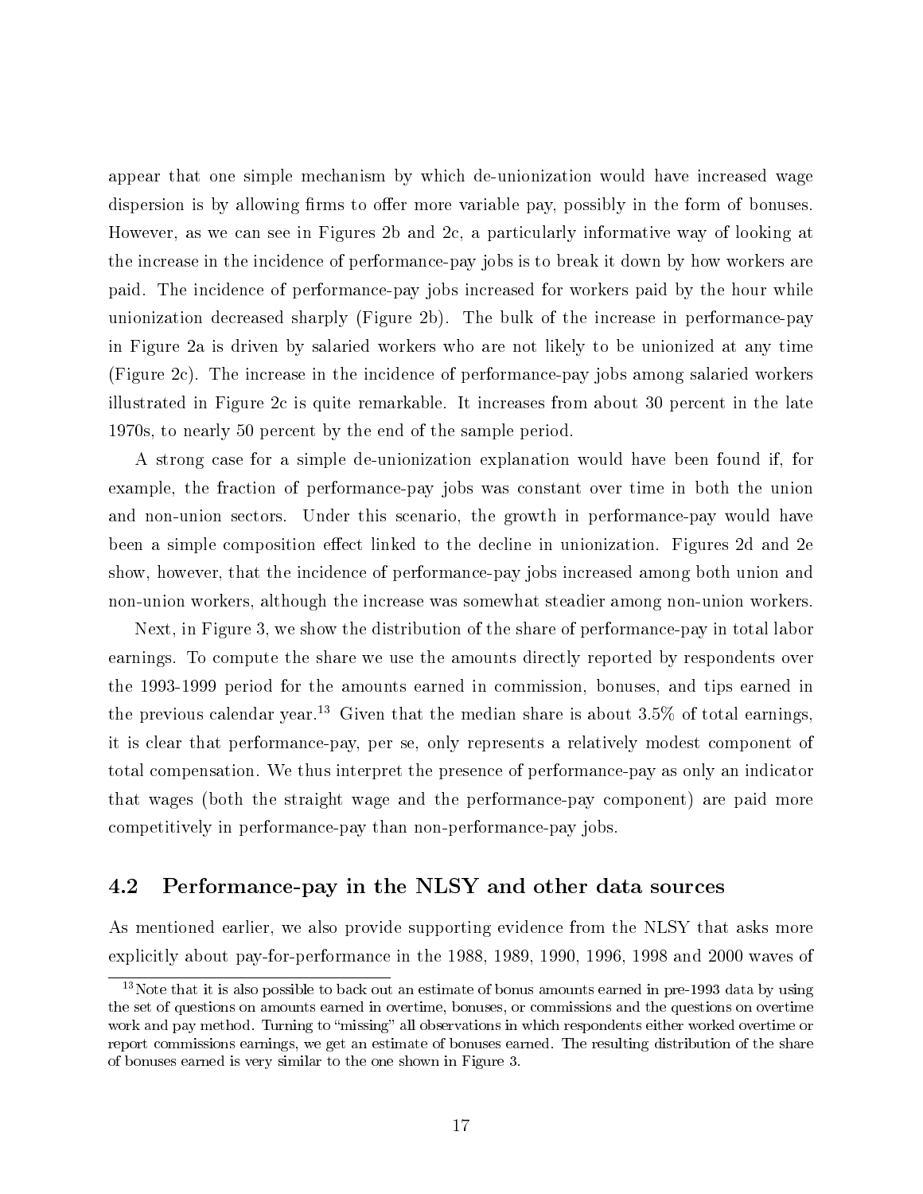appear that one simple mechanism by which de-unionization would have increased wage dispersion is by allowing firms to offer more variable pay, possibly in the form of bonuses. However, as we can see in Figures 2b and 2c, a particularly informative way of looking at the increase in the incidence of performance-pay jobs is to break it down by how workers are paid. The incidence of performance-pay jobs increased for workers paid by the hour while unionization decreased sharply (Figure 2b). The bulk of the increase in performance-pay in Figure 2a is driven by salaried workers who are not likely to be unionized at any time (Figure 2c). The increase in the incidence of performance-pay jobs among salaried workers illustrated in Figure 2c is quite remarkable. It increases from about 30 percent in the late 1970s, to nearly 50 percent by the end of the sample period.

A strong case for a simple de-unionization explanation would have been found if, for example, the fraction of performance-pay jobs was constant over time in both the union and non-union sectors. Under this scenario, the growth in performance-pay would have been a simple composition effect linked to the decline in unionization. Figures 2d and 2e show, however, that the incidence of performance-pay jobs increased among both union and non-union workers, although the increase was somewhat steadier among non-union workers.

Next, in Figure 3, we show the distribution of the share of performance-pay in total labor earnings. To compute the share we use the amounts directly reported by respondents over the 1993-1999 period for the amounts earned in commission, bonuses, and tips earned in the previous calendar year.[13] Given that the median share is about 3.5% of total earnings, it is clear that performance-pay, per se, only represents a relatively modest component of total compensation. We thus interpret the presence of performance-pay as only an indicator that wages (both the straight wage and the performance-pay component) are paid more competitively in performance-pay than non-performance-pay jobs.

## 4.2 Performance-pay in the NLSY and other data sources

As mentioned earlier, we also provide supporting evidence from the NLSY that asks more explicitly about pay-for-performance in the 1988, 1989, 1990, 1996, 1998 and 2000 waves of

[13] Note that it is also possible to back out an estimate of bonus amounts earned in pre-1993 data by using the set of questions on amounts earned in overtime, bonuses, or commissions and the questions on overtime work and pay method. Turning to "missing" all observations in which respondents either worked overtime or report commissions earnings, we get an estimate of bonuses earned. The resulting distribution of the share of bonuses earned is very similar to the one shown in Figure 3.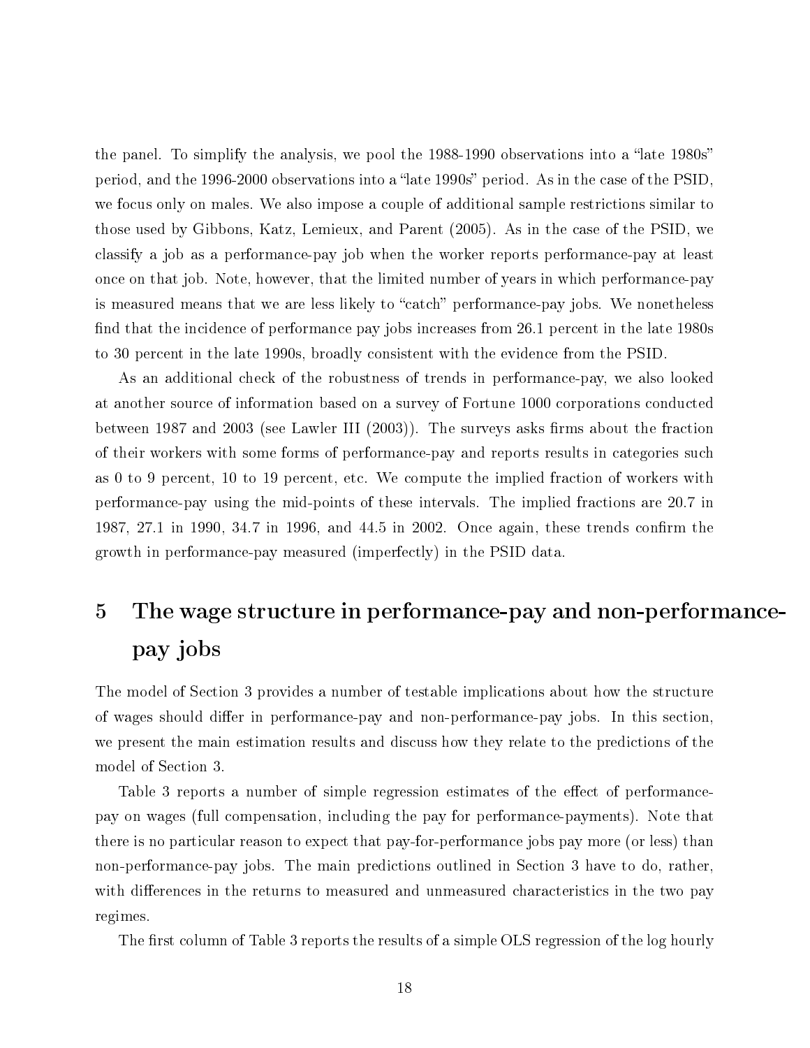the panel. To simplify the analysis, we pool the 1988-1990 observations into a "late 1980s" period, and the 1996-2000 observations into a "late 1990s" period. As in the case of the PSID, we focus only on males. We also impose a couple of additional sample restrictions similar to those used by Gibbons, Katz, Lemieux, and Parent (2005). As in the case of the PSID, we classify a job as a performance-pay job when the worker reports performance-pay at least once on that job. Note, however, that the limited number of years in which performance-pay is measured means that we are less likely to "catch" performance-pay jobs. We nonetheless find that the incidence of performance pay jobs increases from 26.1 percent in the late 1980s to 30 percent in the late 1990s, broadly consistent with the evidence from the PSID.

As an additional check of the robustness of trends in performance-pay, we also looked at another source of information based on a survey of Fortune 1000 corporations conducted between 1987 and 2003 (see Lawler III (2003)). The surveys asks firms about the fraction of their workers with some forms of performance-pay and reports results in categories such as 0 to 9 percent, 10 to 19 percent, etc. We compute the implied fraction of workers with performance-pay using the mid-points of these intervals. The implied fractions are 20.7 in 1987, 27.1 in 1990, 34.7 in 1996, and 44.5 in 2002. Once again, these trends confirm the growth in performance-pay measured (imperfectly) in the PSID data.

# 5 The wage structure in performance-pay and non-performance-pay jobs

The model of Section 3 provides a number of testable implications about how the structure of wages should differ in performance-pay and non-performance-pay jobs. In this section, we present the main estimation results and discuss how they relate to the predictions of the model of Section 3.

Table 3 reports a number of simple regression estimates of the effect of performance-pay on wages (full compensation, including the pay for performance-payments). Note that there is no particular reason to expect that pay-for-performance jobs pay more (or less) than non-performance-pay jobs. The main predictions outlined in Section 3 have to do, rather, with differences in the returns to measured and unmeasured characteristics in the two pay regimes.

The first column of Table 3 reports the results of a simple OLS regression of the log hourly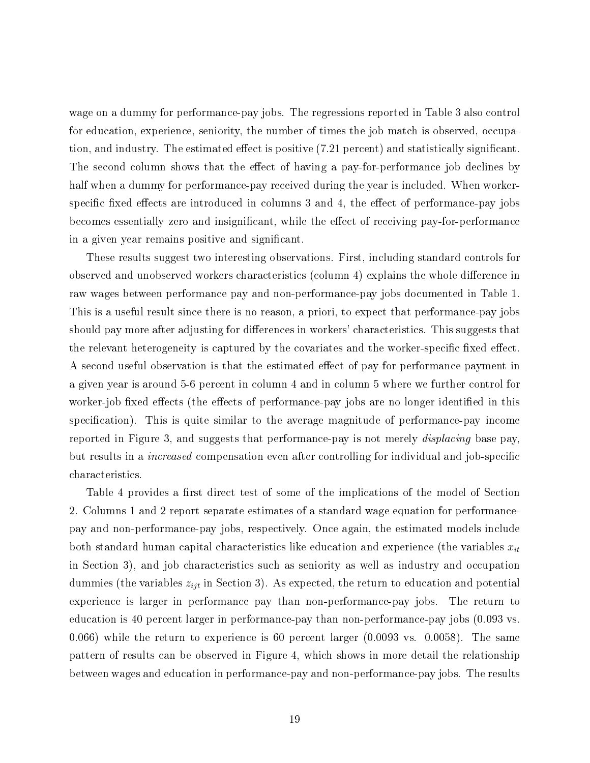wage on a dummy for performance-pay jobs. The regressions reported in Table 3 also control for education, experience, seniority, the number of times the job match is observed, occupation, and industry. The estimated effect is positive (7.21 percent) and statistically significant. The second column shows that the effect of having a pay-for-performance job declines by half when a dummy for performance-pay received during the year is included. When worker-specific fixed effects are introduced in columns 3 and 4, the effect of performance-pay jobs becomes essentially zero and insignificant, while the effect of receiving pay-for-performance in a given year remains positive and significant.

These results suggest two interesting observations. First, including standard controls for observed and unobserved workers characteristics (column 4) explains the whole difference in raw wages between performance pay and non-performance-pay jobs documented in Table 1. This is a useful result since there is no reason, a priori, to expect that performance-pay jobs should pay more after adjusting for differences in workers' characteristics. This suggests that the relevant heterogeneity is captured by the covariates and the worker-specific fixed effect. A second useful observation is that the estimated effect of pay-for-performance-payment in a given year is around 5-6 percent in column 4 and in column 5 where we further control for worker-job fixed effects (the effects of performance-pay jobs are no longer identified in this specification). This is quite similar to the average magnitude of performance-pay income reported in Figure 3, and suggests that performance-pay is not merely *displacing* base pay, but results in a *increased* compensation even after controlling for individual and job-specific characteristics.

Table 4 provides a first direct test of some of the implications of the model of Section 2. Columns 1 and 2 report separate estimates of a standard wage equation for performance-pay and non-performance-pay jobs, respectively. Once again, the estimated models include both standard human capital characteristics like education and experience (the variables $x_{it}$ in Section 3), and job characteristics such as seniority as well as industry and occupation dummies (the variables $z_{ijt}$ in Section 3). As expected, the return to education and potential experience is larger in performance pay than non-performance-pay jobs. The return to education is 40 percent larger in performance-pay than non-performance-pay jobs (0.093 vs. 0.066) while the return to experience is 60 percent larger (0.0093 vs. 0.0058). The same pattern of results can be observed in Figure 4, which shows in more detail the relationship between wages and education in performance-pay and non-performance-pay jobs. The results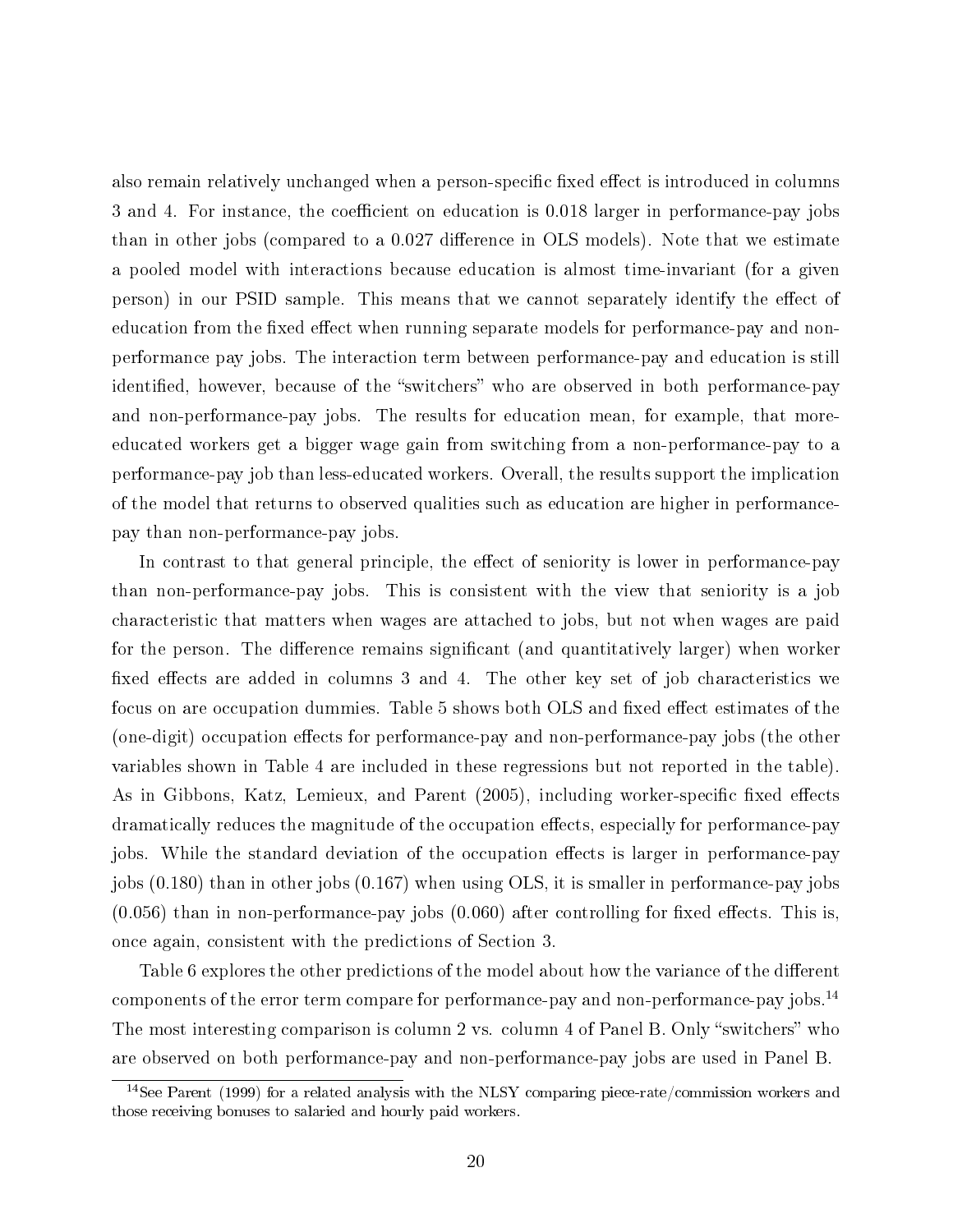also remain relatively unchanged when a person-specific fixed effect is introduced in columns 3 and 4. For instance, the coefficient on education is 0.018 larger in performance-pay jobs than in other jobs (compared to a 0.027 difference in OLS models). Note that we estimate a pooled model with interactions because education is almost time-invariant (for a given person) in our PSID sample. This means that we cannot separately identify the effect of education from the fixed effect when running separate models for performance-pay and non-performance pay jobs. The interaction term between performance-pay and education is still identified, however, because of the "switchers" who are observed in both performance-pay and non-performance-pay jobs. The results for education mean, for example, that more-educated workers get a bigger wage gain from switching from a non-performance-pay to a performance-pay job than less-educated workers. Overall, the results support the implication of the model that returns to observed qualities such as education are higher in performance-pay than non-performance-pay jobs.

In contrast to that general principle, the effect of seniority is lower in performance-pay than non-performance-pay jobs. This is consistent with the view that seniority is a job characteristic that matters when wages are attached to jobs, but not when wages are paid for the person. The difference remains significant (and quantitatively larger) when worker fixed effects are added in columns 3 and 4. The other key set of job characteristics we focus on are occupation dummies. Table 5 shows both OLS and fixed effect estimates of the (one-digit) occupation effects for performance-pay and non-performance-pay jobs (the other variables shown in Table 4 are included in these regressions but not reported in the table). As in Gibbons, Katz, Lemieux, and Parent (2005), including worker-specific fixed effects dramatically reduces the magnitude of the occupation effects, especially for performance-pay jobs. While the standard deviation of the occupation effects is larger in performance-pay jobs (0.180) than in other jobs (0.167) when using OLS, it is smaller in performance-pay jobs (0.056) than in non-performance-pay jobs (0.060) after controlling for fixed effects. This is, once again, consistent with the predictions of Section 3.

Table 6 explores the other predictions of the model about how the variance of the different components of the error term compare for performance-pay and non-performance-pay jobs.[14] The most interesting comparison is column 2 vs. column 4 of Panel B. Only "switchers" who are observed on both performance-pay and non-performance-pay jobs are used in Panel B.

[14] See Parent (1999) for a related analysis with the NLSY comparing piece-rate/commission workers and those receiving bonuses to salaried and hourly paid workers.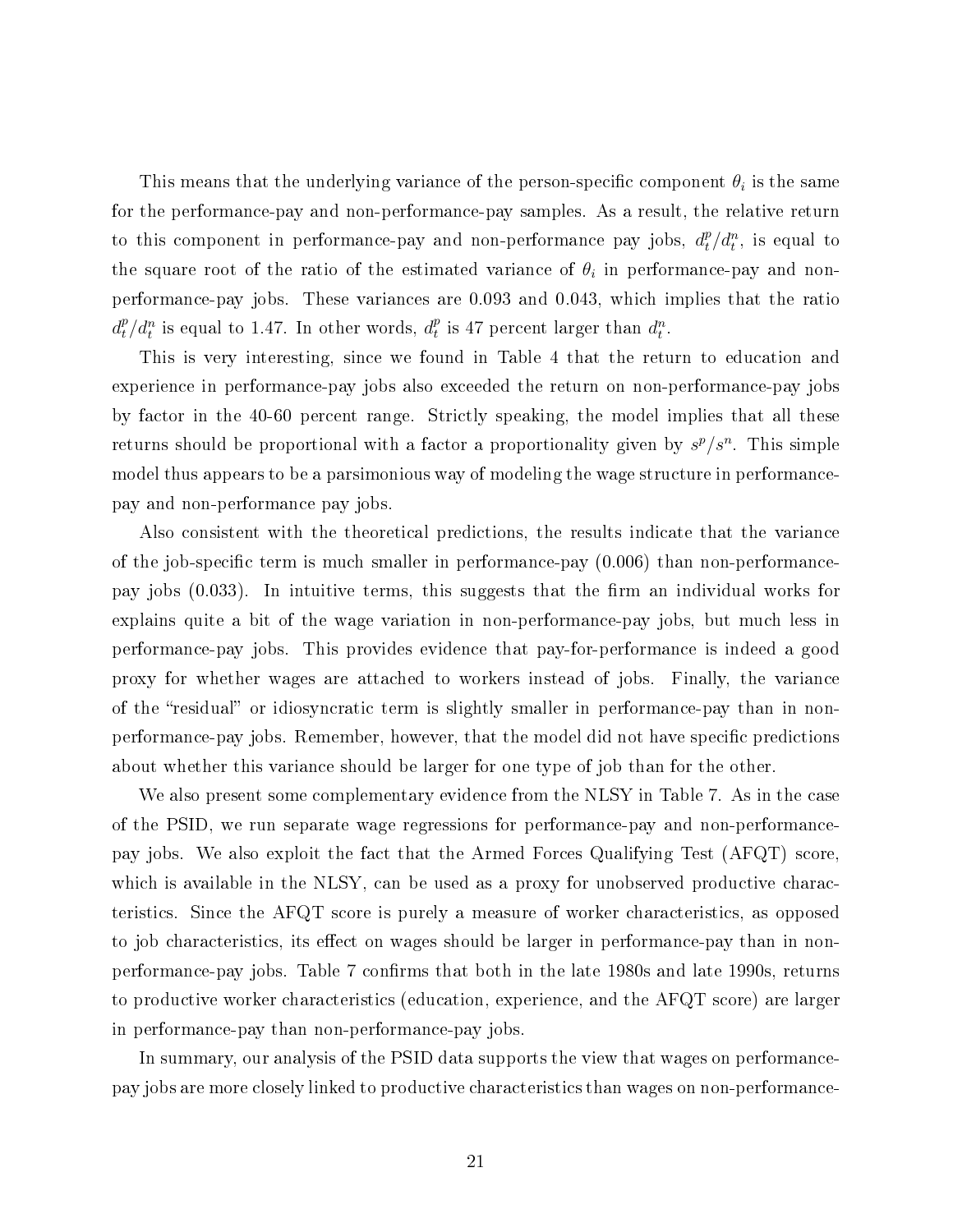This means that the underlying variance of the person-specific component $\theta_i$ is the same for the performance-pay and non-performance-pay samples. As a result, the relative return to this component in performance-pay and non-performance pay jobs, $d_t^p/d_t^n$, is equal to the square root of the ratio of the estimated variance of $\theta_i$ in performance-pay and non-performance-pay jobs. These variances are 0.093 and 0.043, which implies that the ratio $d_t^p/d_t^n$ is equal to 1.47. In other words, $d_t^p$ is 47 percent larger than $d_t^n$.

This is very interesting, since we found in Table 4 that the return to education and experience in performance-pay jobs also exceeded the return on non-performance-pay jobs by factor in the 40-60 percent range. Strictly speaking, the model implies that all these returns should be proportional with a factor a proportionality given by $s^p/s^n$. This simple model thus appears to be a parsimonious way of modeling the wage structure in performance-pay and non-performance pay jobs.

Also consistent with the theoretical predictions, the results indicate that the variance of the job-specific term is much smaller in performance-pay (0.006) than non-performance-pay jobs (0.033). In intuitive terms, this suggests that the firm an individual works for explains quite a bit of the wage variation in non-performance-pay jobs, but much less in performance-pay jobs. This provides evidence that pay-for-performance is indeed a good proxy for whether wages are attached to workers instead of jobs. Finally, the variance of the "residual" or idiosyncratic term is slightly smaller in performance-pay than in non-performance-pay jobs. Remember, however, that the model did not have specific predictions about whether this variance should be larger for one type of job than for the other.

We also present some complementary evidence from the NLSY in Table 7. As in the case of the PSID, we run separate wage regressions for performance-pay and non-performance-pay jobs. We also exploit the fact that the Armed Forces Qualifying Test (AFQT) score, which is available in the NLSY, can be used as a proxy for unobserved productive characteristics. Since the AFQT score is purely a measure of worker characteristics, as opposed to job characteristics, its effect on wages should be larger in performance-pay than in non-performance-pay jobs. Table 7 confirms that both in the late 1980s and late 1990s, returns to productive worker characteristics (education, experience, and the AFQT score) are larger in performance-pay than non-performance-pay jobs.

In summary, our analysis of the PSID data supports the view that wages on performance-pay jobs are more closely linked to productive characteristics than wages on non-performance-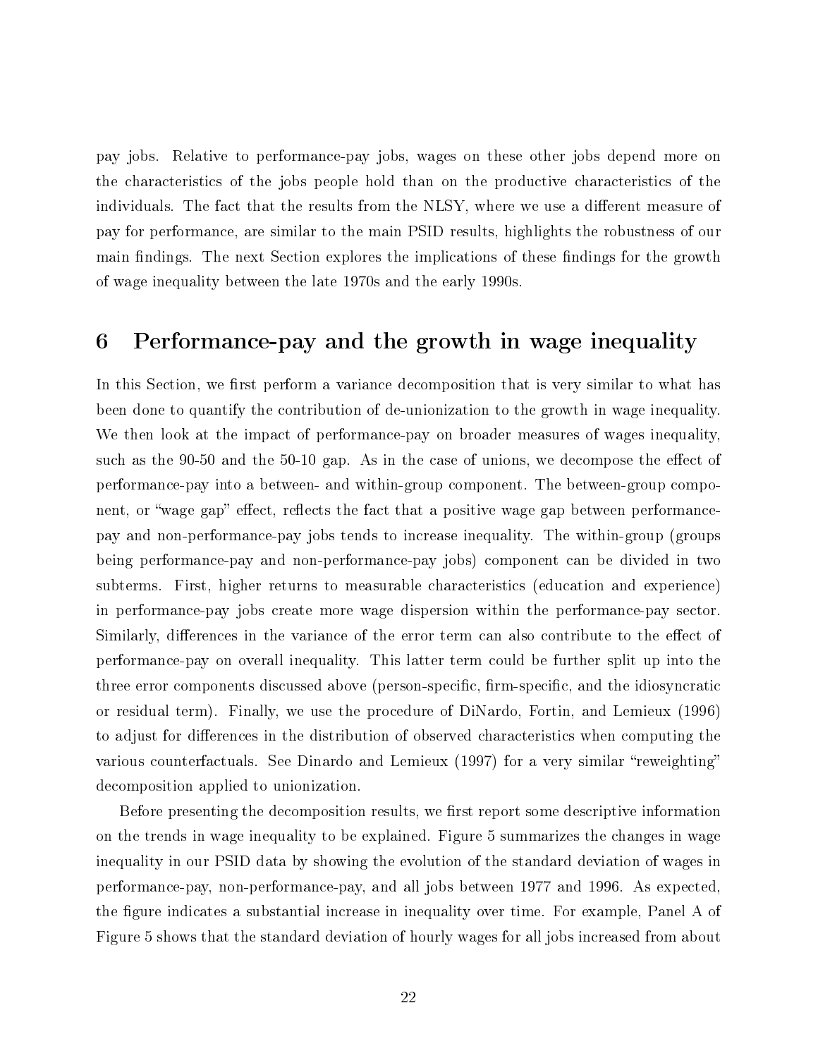pay jobs. Relative to performance-pay jobs, wages on these other jobs depend more on the characteristics of the jobs people hold than on the productive characteristics of the individuals. The fact that the results from the NLSY, where we use a different measure of pay for performance, are similar to the main PSID results, highlights the robustness of our main findings. The next Section explores the implications of these findings for the growth of wage inequality between the late 1970s and the early 1990s.

## 6 Performance-pay and the growth in wage inequality

In this Section, we first perform a variance decomposition that is very similar to what has been done to quantify the contribution of de-unionization to the growth in wage inequality. We then look at the impact of performance-pay on broader measures of wages inequality, such as the 90-50 and the 50-10 gap. As in the case of unions, we decompose the effect of performance-pay into a between- and within-group component. The between-group component, or "wage gap" effect, reflects the fact that a positive wage gap between performance-pay and non-performance-pay jobs tends to increase inequality. The within-group (groups being performance-pay and non-performance-pay jobs) component can be divided in two subterms. First, higher returns to measurable characteristics (education and experience) in performance-pay jobs create more wage dispersion within the performance-pay sector. Similarly, differences in the variance of the error term can also contribute to the effect of performance-pay on overall inequality. This latter term could be further split up into the three error components discussed above (person-specific, firm-specific, and the idiosyncratic or residual term). Finally, we use the procedure of DiNardo, Fortin, and Lemieux (1996) to adjust for differences in the distribution of observed characteristics when computing the various counterfactuals. See Dinardo and Lemieux (1997) for a very similar "reweighting" decomposition applied to unionization.

Before presenting the decomposition results, we first report some descriptive information on the trends in wage inequality to be explained. Figure 5 summarizes the changes in wage inequality in our PSID data by showing the evolution of the standard deviation of wages in performance-pay, non-performance-pay, and all jobs between 1977 and 1996. As expected, the figure indicates a substantial increase in inequality over time. For example, Panel A of Figure 5 shows that the standard deviation of hourly wages for all jobs increased from about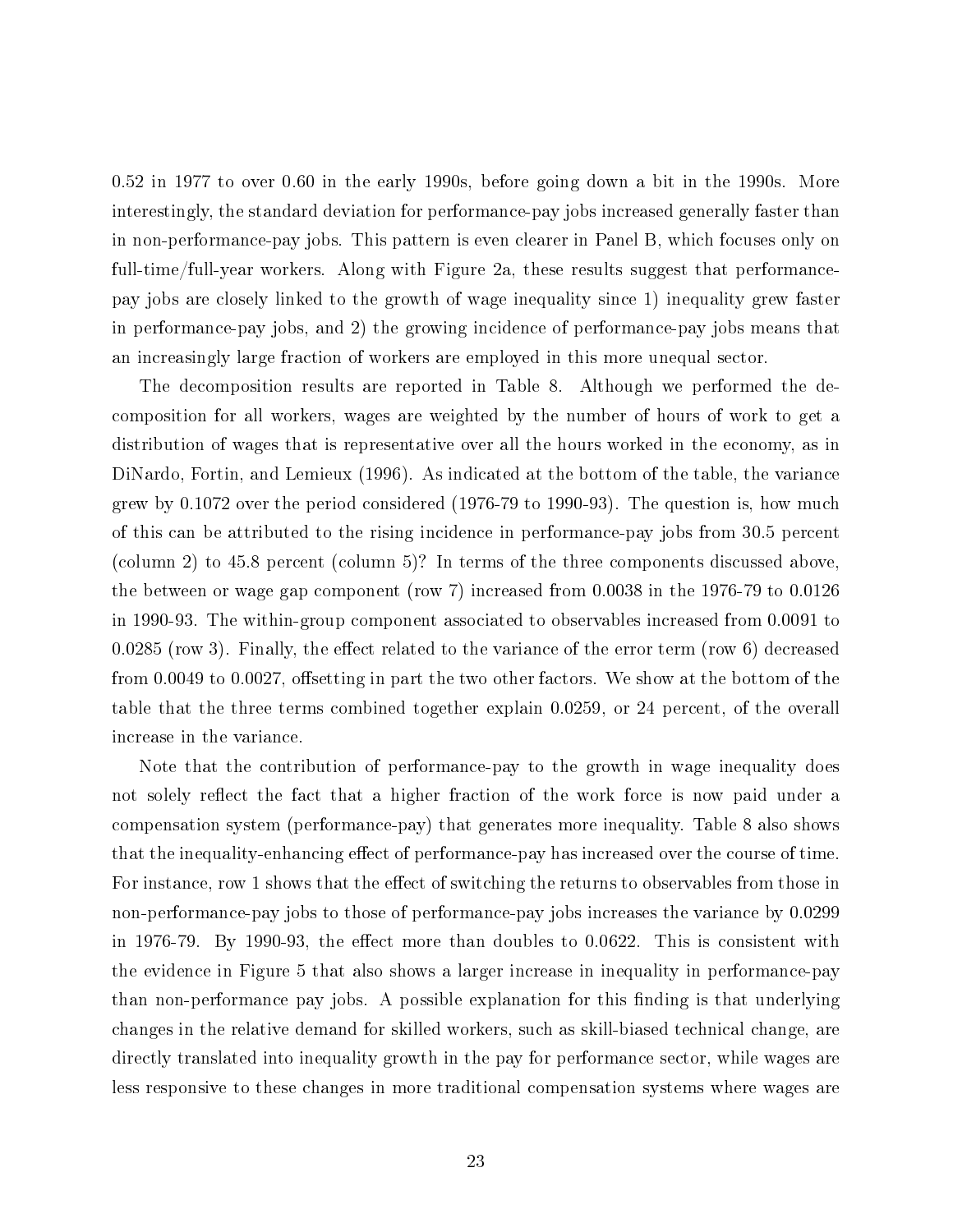0.52 in 1977 to over 0.60 in the early 1990s, before going down a bit in the 1990s. More interestingly, the standard deviation for performance-pay jobs increased generally faster than in non-performance-pay jobs. This pattern is even clearer in Panel B, which focuses only on full-time/full-year workers. Along with Figure 2a, these results suggest that performance-pay jobs are closely linked to the growth of wage inequality since 1) inequality grew faster in performance-pay jobs, and 2) the growing incidence of performance-pay jobs means that an increasingly large fraction of workers are employed in this more unequal sector.

The decomposition results are reported in Table 8. Although we performed the decomposition for all workers, wages are weighted by the number of hours of work to get a distribution of wages that is representative over all the hours worked in the economy, as in DiNardo, Fortin, and Lemieux (1996). As indicated at the bottom of the table, the variance grew by 0.1072 over the period considered (1976-79 to 1990-93). The question is, how much of this can be attributed to the rising incidence in performance-pay jobs from 30.5 percent (column 2) to 45.8 percent (column 5)? In terms of the three components discussed above, the between or wage gap component (row 7) increased from 0.0038 in the 1976-79 to 0.0126 in 1990-93. The within-group component associated to observables increased from 0.0091 to 0.0285 (row 3). Finally, the effect related to the variance of the error term (row 6) decreased from 0.0049 to 0.0027, offsetting in part the two other factors. We show at the bottom of the table that the three terms combined together explain 0.0259, or 24 percent, of the overall increase in the variance.

Note that the contribution of performance-pay to the growth in wage inequality does not solely reflect the fact that a higher fraction of the work force is now paid under a compensation system (performance-pay) that generates more inequality. Table 8 also shows that the inequality-enhancing effect of performance-pay has increased over the course of time. For instance, row 1 shows that the effect of switching the returns to observables from those in non-performance-pay jobs to those of performance-pay jobs increases the variance by 0.0299 in 1976-79. By 1990-93, the effect more than doubles to 0.0622. This is consistent with the evidence in Figure 5 that also shows a larger increase in inequality in performance-pay than non-performance pay jobs. A possible explanation for this finding is that underlying changes in the relative demand for skilled workers, such as skill-biased technical change, are directly translated into inequality growth in the pay for performance sector, while wages are less responsive to these changes in more traditional compensation systems where wages are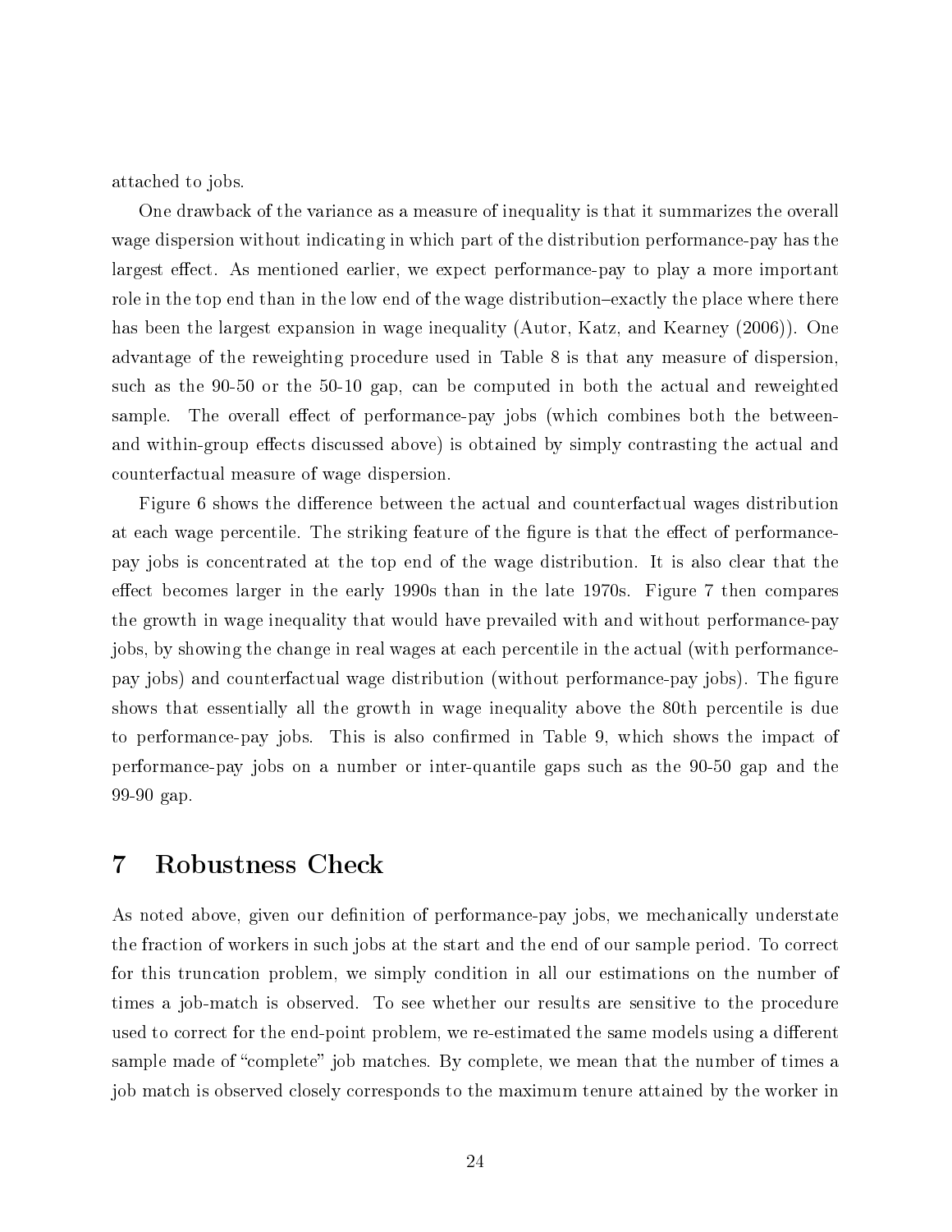attached to jobs.

One drawback of the variance as a measure of inequality is that it summarizes the overall wage dispersion without indicating in which part of the distribution performance-pay has the largest effect. As mentioned earlier, we expect performance-pay to play a more important role in the top end than in the low end of the wage distribution–exactly the place where there has been the largest expansion in wage inequality (Autor, Katz, and Kearney (2006)). One advantage of the reweighting procedure used in Table 8 is that any measure of dispersion, such as the 90-50 or the 50-10 gap, can be computed in both the actual and reweighted sample. The overall effect of performance-pay jobs (which combines both the between- and within-group effects discussed above) is obtained by simply contrasting the actual and counterfactual measure of wage dispersion.

Figure 6 shows the difference between the actual and counterfactual wages distribution at each wage percentile. The striking feature of the figure is that the effect of performance-pay jobs is concentrated at the top end of the wage distribution. It is also clear that the effect becomes larger in the early 1990s than in the late 1970s. Figure 7 then compares the growth in wage inequality that would have prevailed with and without performance-pay jobs, by showing the change in real wages at each percentile in the actual (with performance-pay jobs) and counterfactual wage distribution (without performance-pay jobs). The figure shows that essentially all the growth in wage inequality above the 80th percentile is due to performance-pay jobs. This is also confirmed in Table 9, which shows the impact of performance-pay jobs on a number or inter-quantile gaps such as the 90-50 gap and the 99-90 gap.

# 7 Robustness Check

As noted above, given our definition of performance-pay jobs, we mechanically understate the fraction of workers in such jobs at the start and the end of our sample period. To correct for this truncation problem, we simply condition in all our estimations on the number of times a job-match is observed. To see whether our results are sensitive to the procedure used to correct for the end-point problem, we re-estimated the same models using a different sample made of "complete" job matches. By complete, we mean that the number of times a job match is observed closely corresponds to the maximum tenure attained by the worker in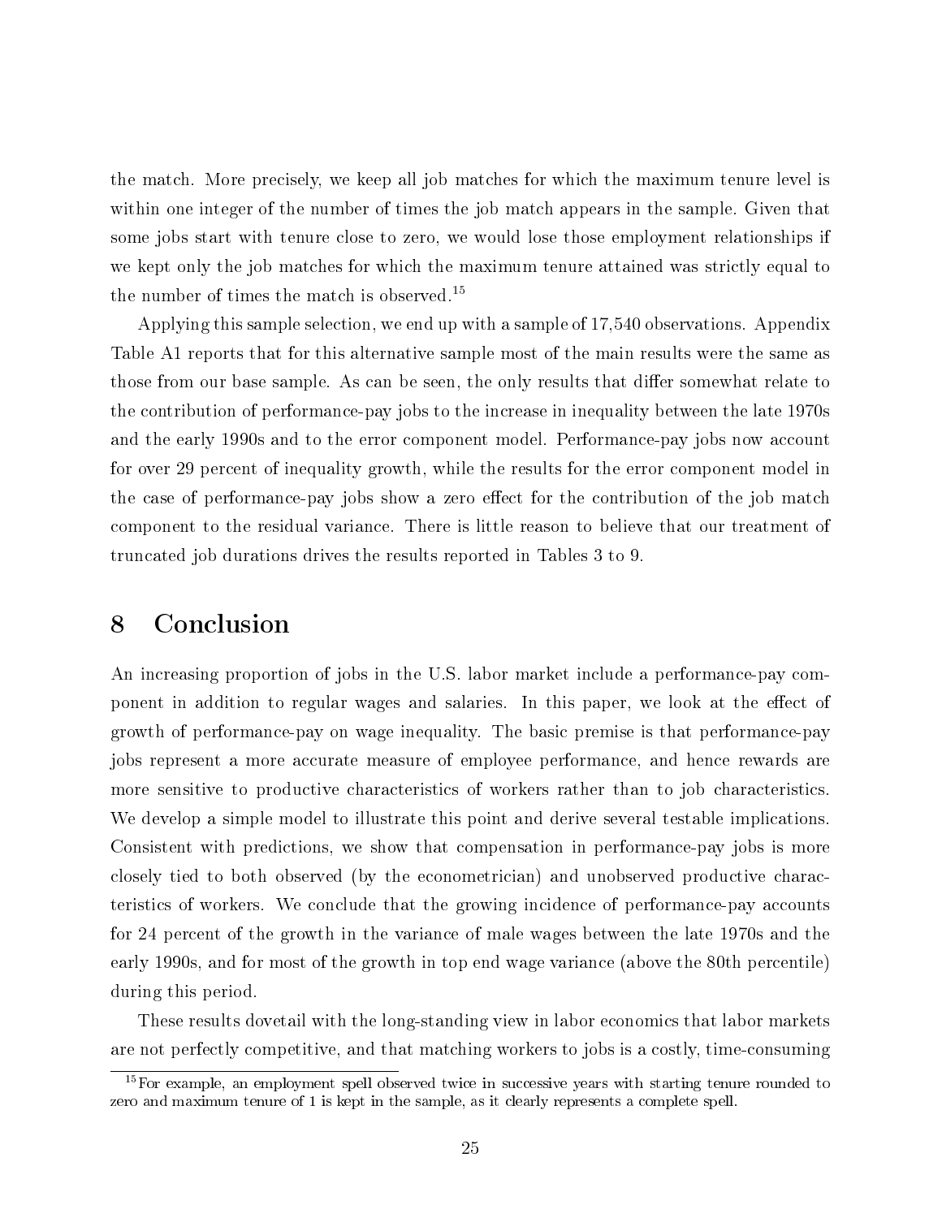the match. More precisely, we keep all job matches for which the maximum tenure level is within one integer of the number of times the job match appears in the sample. Given that some jobs start with tenure close to zero, we would lose those employment relationships if we kept only the job matches for which the maximum tenure attained was strictly equal to the number of times the match is observed.[15]

Applying this sample selection, we end up with a sample of 17,540 observations. Appendix Table A1 reports that for this alternative sample most of the main results were the same as those from our base sample. As can be seen, the only results that differ somewhat relate to the contribution of performance-pay jobs to the increase in inequality between the late 1970s and the early 1990s and to the error component model. Performance-pay jobs now account for over 29 percent of inequality growth, while the results for the error component model in the case of performance-pay jobs show a zero effect for the contribution of the job match component to the residual variance. There is little reason to believe that our treatment of truncated job durations drives the results reported in Tables 3 to 9.

# 8 Conclusion

An increasing proportion of jobs in the U.S. labor market include a performance-pay component in addition to regular wages and salaries. In this paper, we look at the effect of growth of performance-pay on wage inequality. The basic premise is that performance-pay jobs represent a more accurate measure of employee performance, and hence rewards are more sensitive to productive characteristics of workers rather than to job characteristics. We develop a simple model to illustrate this point and derive several testable implications. Consistent with predictions, we show that compensation in performance-pay jobs is more closely tied to both observed (by the econometrician) and unobserved productive characteristics of workers. We conclude that the growing incidence of performance-pay accounts for 24 percent of the growth in the variance of male wages between the late 1970s and the early 1990s, and for most of the growth in top end wage variance (above the 80th percentile) during this period.

These results dovetail with the long-standing view in labor economics that labor markets are not perfectly competitive, and that matching workers to jobs is a costly, time-consuming

[15] For example, an employment spell observed twice in successive years with starting tenure rounded to zero and maximum tenure of 1 is kept in the sample, as it clearly represents a complete spell.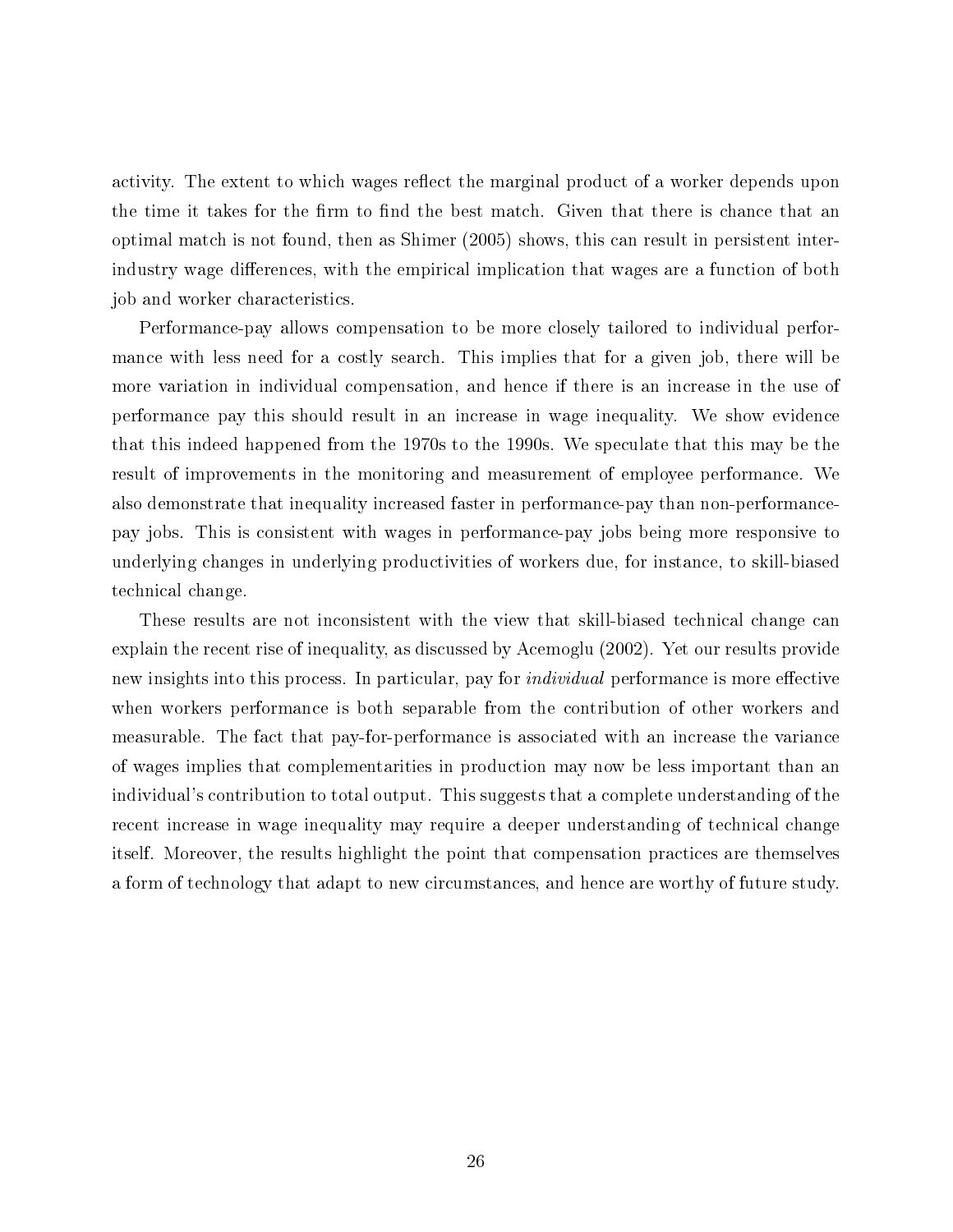activity. The extent to which wages reflect the marginal product of a worker depends upon the time it takes for the firm to find the best match. Given that there is chance that an optimal match is not found, then as Shimer (2005) shows, this can result in persistent inter-industry wage differences, with the empirical implication that wages are a function of both job and worker characteristics.

Performance-pay allows compensation to be more closely tailored to individual performance with less need for a costly search. This implies that for a given job, there will be more variation in individual compensation, and hence if there is an increase in the use of performance pay this should result in an increase in wage inequality. We show evidence that this indeed happened from the 1970s to the 1990s. We speculate that this may be the result of improvements in the monitoring and measurement of employee performance. We also demonstrate that inequality increased faster in performance-pay than non-performance-pay jobs. This is consistent with wages in performance-pay jobs being more responsive to underlying changes in underlying productivities of workers due, for instance, to skill-biased technical change.

These results are not inconsistent with the view that skill-biased technical change can explain the recent rise of inequality, as discussed by Acemoglu (2002). Yet our results provide new insights into this process. In particular, pay for *individual* performance is more effective when workers performance is both separable from the contribution of other workers and measurable. The fact that pay-for-performance is associated with an increase the variance of wages implies that complementarities in production may now be less important than an individual's contribution to total output. This suggests that a complete understanding of the recent increase in wage inequality may require a deeper understanding of technical change itself. Moreover, the results highlight the point that compensation practices are themselves a form of technology that adapt to new circumstances, and hence are worthy of future study.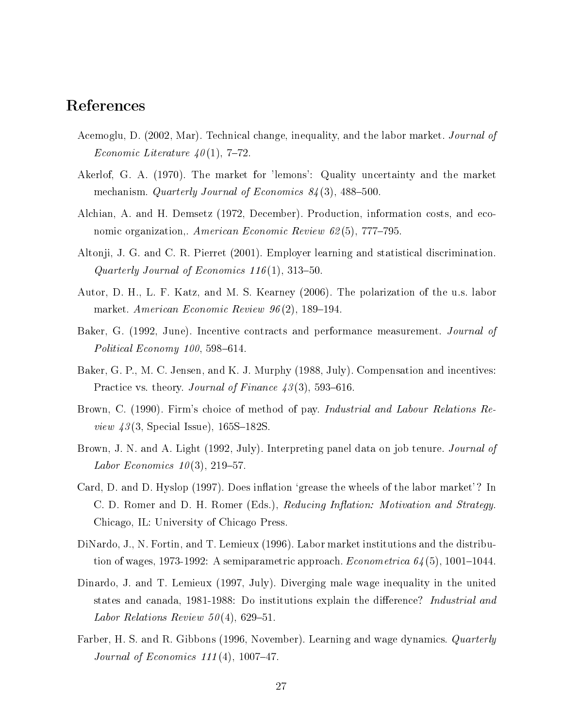## References

Acemoglu, D. (2002, Mar). Technical change, inequality, and the labor market. *Journal of Economic Literature 40*(1), 7–72.

Akerlof, G. A. (1970). The market for 'lemons': Quality uncertainty and the market mechanism. *Quarterly Journal of Economics 84*(3), 488–500.

Alchian, A. and H. Demsetz (1972, December). Production, information costs, and economic organization,. *American Economic Review 62*(5), 777–795.

Altonji, J. G. and C. R. Pierret (2001). Employer learning and statistical discrimination. *Quarterly Journal of Economics 116*(1), 313–50.

Autor, D. H., L. F. Katz, and M. S. Kearney (2006). The polarization of the u.s. labor market. *American Economic Review 96*(2), 189–194.

Baker, G. (1992, June). Incentive contracts and performance measurement. *Journal of Political Economy 100*, 598–614.

Baker, G. P., M. C. Jensen, and K. J. Murphy (1988, July). Compensation and incentives: Practice vs. theory. *Journal of Finance 43*(3), 593–616.

Brown, C. (1990). Firm's choice of method of pay. *Industrial and Labour Relations Review 43*(3, Special Issue), 165S–182S.

Brown, J. N. and A. Light (1992, July). Interpreting panel data on job tenure. *Journal of Labor Economics 10*(3), 219–57.

Card, D. and D. Hyslop (1997). Does inflation 'grease the wheels of the labor market'? In C. D. Romer and D. H. Romer (Eds.), *Reducing Inflation: Motivation and Strategy*. Chicago, IL: University of Chicago Press.

DiNardo, J., N. Fortin, and T. Lemieux (1996). Labor market institutions and the distribution of wages, 1973-1992: A semiparametric approach. *Econometrica 64*(5), 1001–1044.

Dinardo, J. and T. Lemieux (1997, July). Diverging male wage inequality in the united states and canada, 1981-1988: Do institutions explain the difference? *Industrial and Labor Relations Review 50*(4), 629–51.

Farber, H. S. and R. Gibbons (1996, November). Learning and wage dynamics. *Quarterly Journal of Economics 111*(4), 1007–47.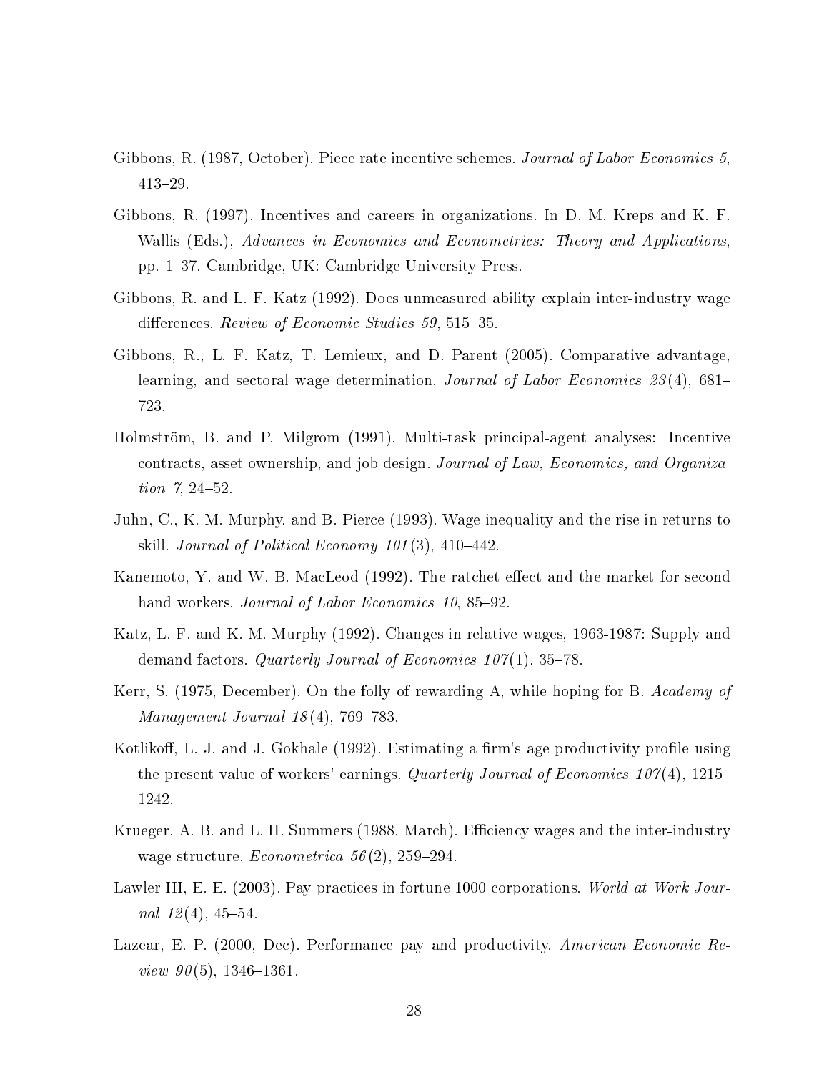Gibbons, R. (1987, October). Piece rate incentive schemes. *Journal of Labor Economics 5*, 413–29.

Gibbons, R. (1997). Incentives and careers in organizations. In D. M. Kreps and K. F. Wallis (Eds.), *Advances in Economics and Econometrics: Theory and Applications*, pp. 1–37. Cambridge, UK: Cambridge University Press.

Gibbons, R. and L. F. Katz (1992). Does unmeasured ability explain inter-industry wage differences. *Review of Economic Studies 59*, 515–35.

Gibbons, R., L. F. Katz, T. Lemieux, and D. Parent (2005). Comparative advantage, learning, and sectoral wage determination. *Journal of Labor Economics 23*(4), 681–723.

Holmström, B. and P. Milgrom (1991). Multi-task principal-agent analyses: Incentive contracts, asset ownership, and job design. *Journal of Law, Economics, and Organization 7*, 24–52.

Juhn, C., K. M. Murphy, and B. Pierce (1993). Wage inequality and the rise in returns to skill. *Journal of Political Economy 101*(3), 410–442.

Kanemoto, Y. and W. B. MacLeod (1992). The ratchet effect and the market for second hand workers. *Journal of Labor Economics 10*, 85–92.

Katz, L. F. and K. M. Murphy (1992). Changes in relative wages, 1963-1987: Supply and demand factors. *Quarterly Journal of Economics 107*(1), 35–78.

Kerr, S. (1975, December). On the folly of rewarding A, while hoping for B. *Academy of Management Journal 18*(4), 769–783.

Kotlikoff, L. J. and J. Gokhale (1992). Estimating a firm's age-productivity profile using the present value of workers' earnings. *Quarterly Journal of Economics 107*(4), 1215–1242.

Krueger, A. B. and L. H. Summers (1988, March). Efficiency wages and the inter-industry wage structure. *Econometrica 56*(2), 259–294.

Lawler III, E. E. (2003). Pay practices in fortune 1000 corporations. *World at Work Journal 12*(4), 45–54.

Lazear, E. P. (2000, Dec). Performance pay and productivity. *American Economic Review 90*(5), 1346–1361.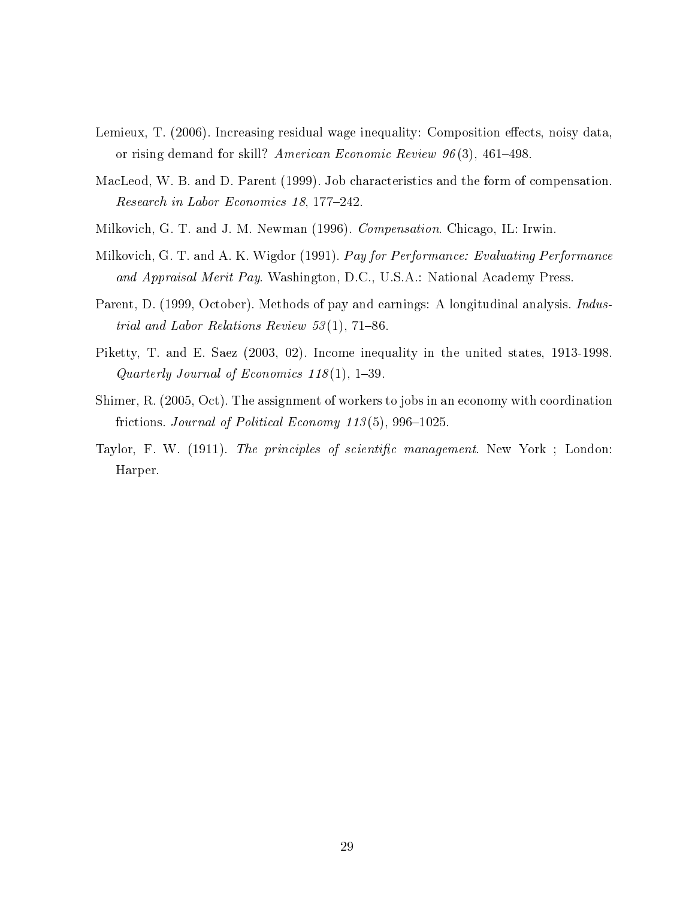Lemieux, T. (2006). Increasing residual wage inequality: Composition effects, noisy data, or rising demand for skill? *American Economic Review 96*(3), 461–498.

MacLeod, W. B. and D. Parent (1999). Job characteristics and the form of compensation. *Research in Labor Economics 18*, 177–242.

Milkovich, G. T. and J. M. Newman (1996). *Compensation*. Chicago, IL: Irwin.

Milkovich, G. T. and A. K. Wigdor (1991). *Pay for Performance: Evaluating Performance and Appraisal Merit Pay*. Washington, D.C., U.S.A.: National Academy Press.

Parent, D. (1999, October). Methods of pay and earnings: A longitudinal analysis. *Industrial and Labor Relations Review 53*(1), 71–86.

Piketty, T. and E. Saez (2003, 02). Income inequality in the united states, 1913-1998. *Quarterly Journal of Economics 118*(1), 1–39.

Shimer, R. (2005, Oct). The assignment of workers to jobs in an economy with coordination frictions. *Journal of Political Economy 113*(5), 996–1025.

Taylor, F. W. (1911). *The principles of scientific management*. New York ; London: Harper.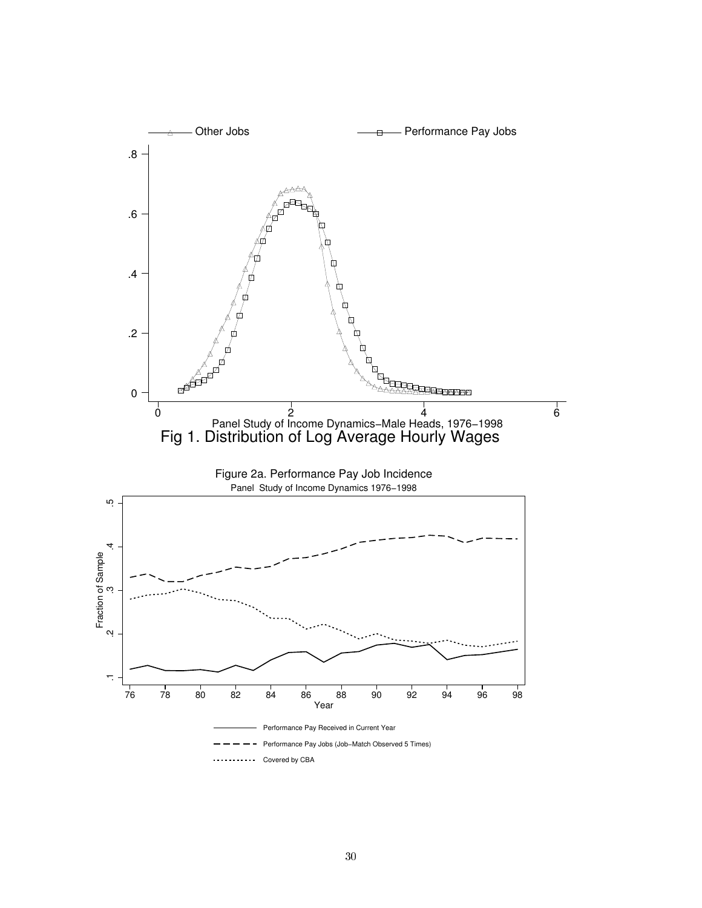Other Jobs

Performance Pay Jobs

Panel Study of Income Dynamics−Male Heads, 1976−1998

Fig 1. Distribution of Log Average Hourly Wages

Figure 2a. Performance Pay Job Incidence

Panel Study of Income Dynamics 1976−1998

Fraction of Sample

Year

Performance Pay Received in Current Year

Performance Pay Jobs (Job−Match Observed 5 Times)

Covered by CBA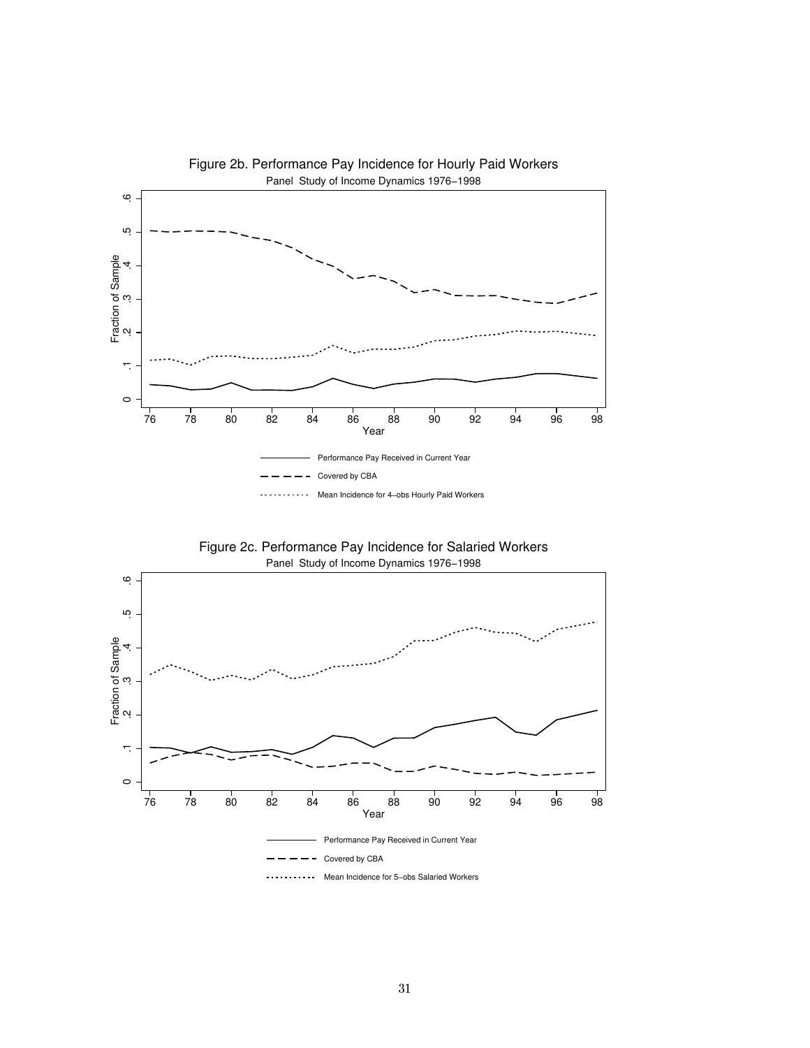Figure 2b. Performance Pay Incidence for Hourly Paid Workers

Panel Study of Income Dynamics 1976−1998

Fraction of Sample

Year

Performance Pay Received in Current Year

Covered by CBA

Mean Incidence for 4−obs Hourly Paid Workers

Figure 2c. Performance Pay Incidence for Salaried Workers

Panel Study of Income Dynamics 1976−1998

Fraction of Sample

Year

Performance Pay Received in Current Year

Covered by CBA

Mean Incidence for 5−obs Salaried Workers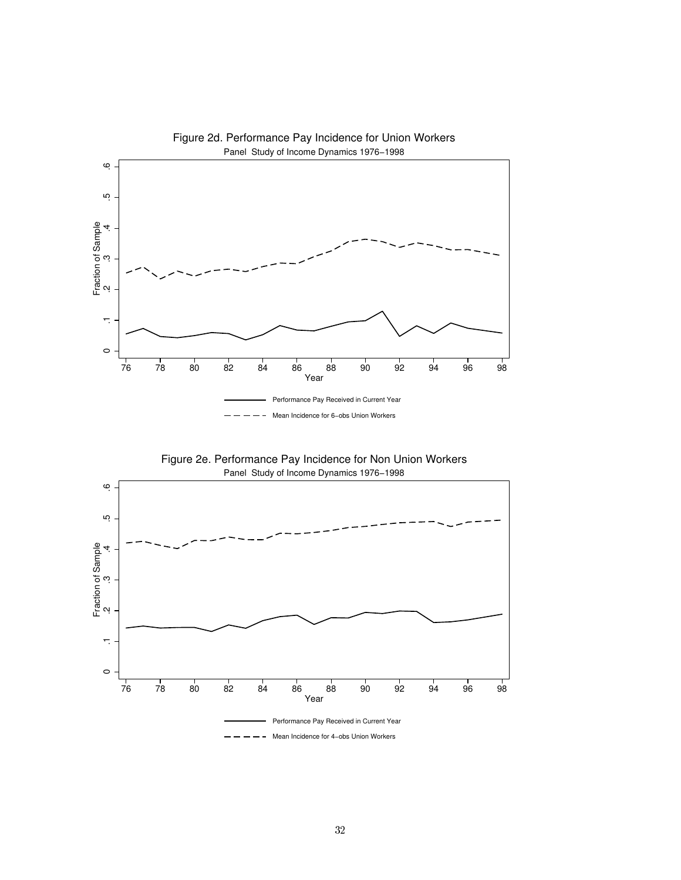Figure 2d. Performance Pay Incidence for Union Workers

Panel Study of Income Dynamics 1976–1998

Fraction of Sample

Year

Performance Pay Received in Current Year

Mean Incidence for 6–obs Union Workers

Figure 2e. Performance Pay Incidence for Non Union Workers

Panel Study of Income Dynamics 1976–1998

Fraction of Sample

Year

Performance Pay Received in Current Year

Mean Incidence for 4–obs Union Workers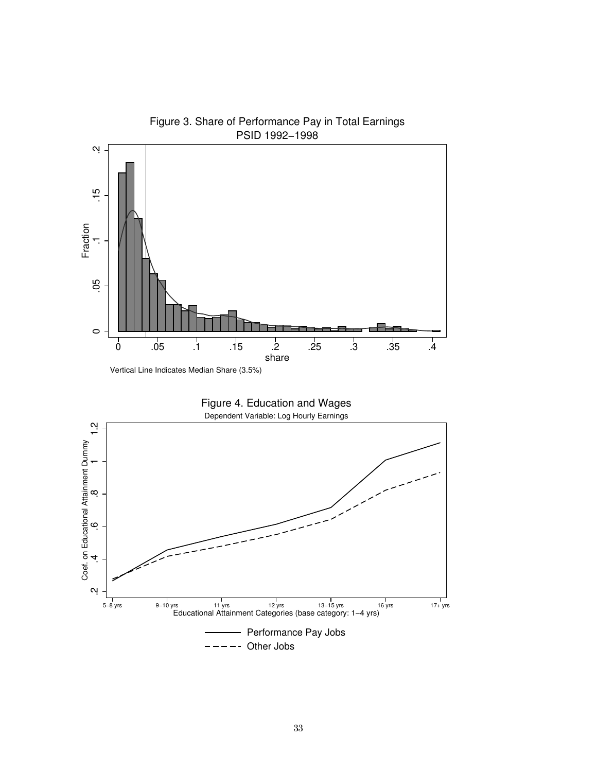Figure 3. Share of Performance Pay in Total Earnings
PSID 1992−1998

Vertical Line Indicates Median Share (3.5%)

Figure 4. Education and Wages
Dependent Variable: Log Hourly Earnings

Educational Attainment Categories (base category: 1−4 yrs)

Performance Pay Jobs
Other Jobs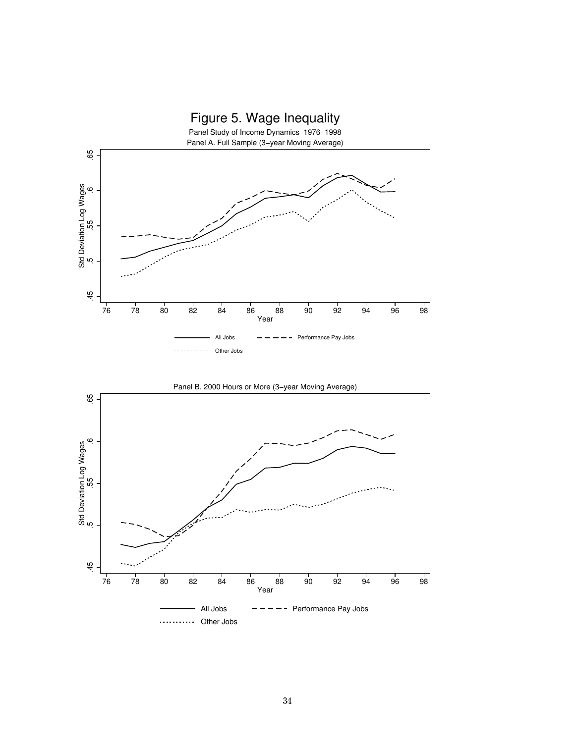# Figure 5. Wage Inequality

Panel Study of Income Dynamics 1976–1998

Panel A. Full Sample (3–year Moving Average)

Panel B. 2000 Hours or More (3–year Moving Average)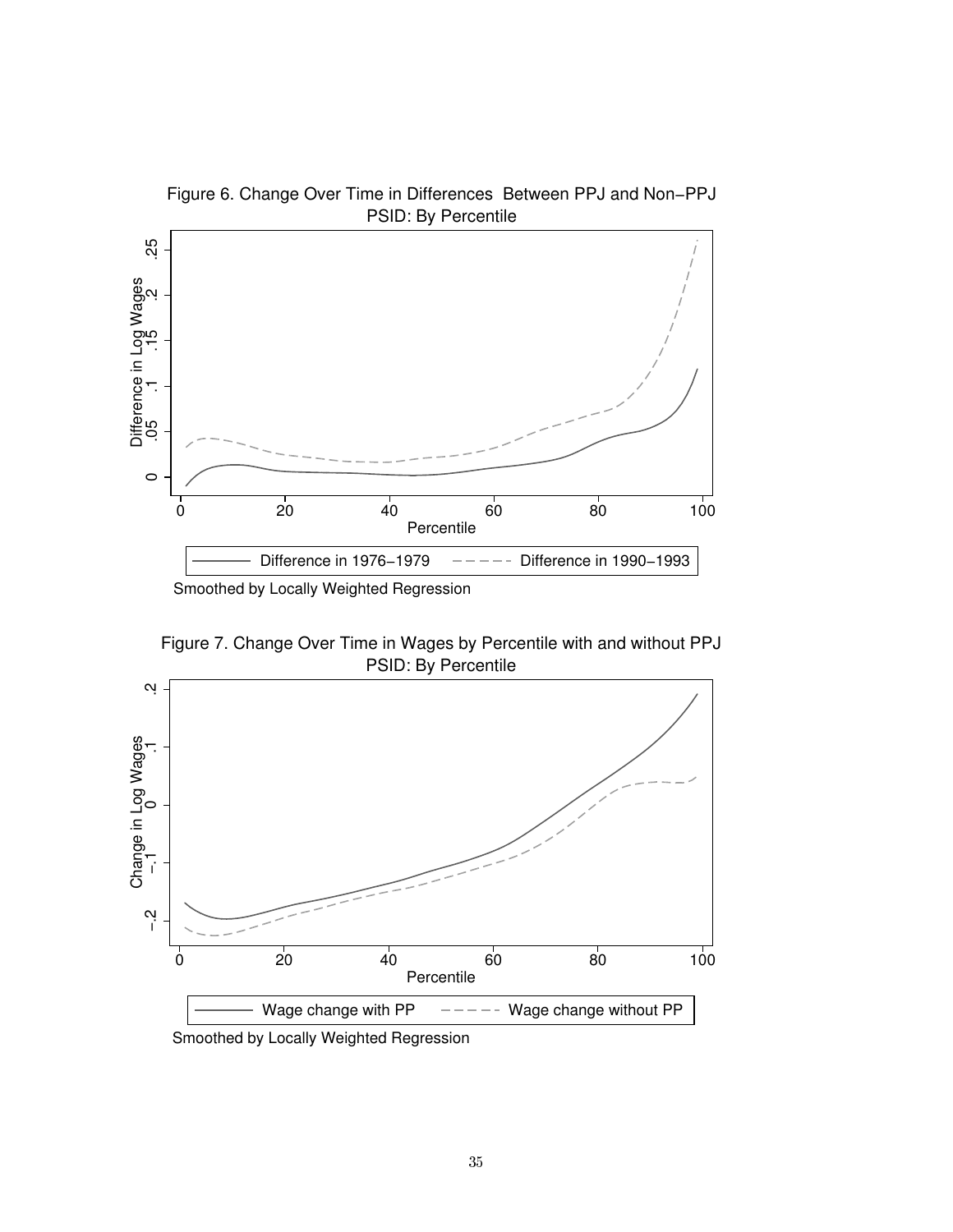Figure 6. Change Over Time in Differences Between PPJ and Non−PPJ
PSID: By Percentile

Smoothed by Locally Weighted Regression

Figure 7. Change Over Time in Wages by Percentile with and without PPJ
PSID: By Percentile

Smoothed by Locally Weighted Regression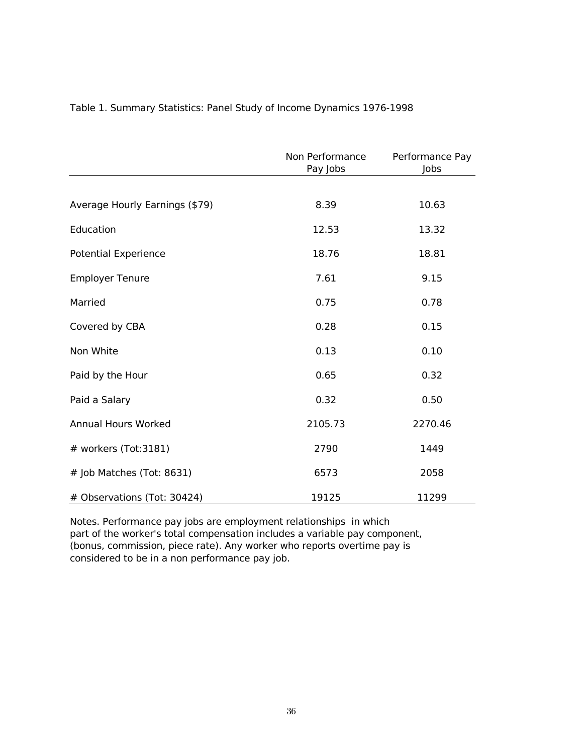Table 1. Summary Statistics: Panel Study of Income Dynamics 1976-1998

| | Non Performance Pay Jobs | Performance Pay Jobs |
|---|---|---|
| Average Hourly Earnings ($79) | 8.39 | 10.63 |
| Education | 12.53 | 13.32 |
| Potential Experience | 18.76 | 18.81 |
| Employer Tenure | 7.61 | 9.15 |
| Married | 0.75 | 0.78 |
| Covered by CBA | 0.28 | 0.15 |
| Non White | 0.13 | 0.10 |
| Paid by the Hour | 0.65 | 0.32 |
| Paid a Salary | 0.32 | 0.50 |
| Annual Hours Worked | 2105.73 | 2270.46 |
| # workers (Tot:3181) | 2790 | 1449 |
| # Job Matches (Tot: 8631) | 6573 | 2058 |
| # Observations (Tot: 30424) | 19125 | 11299 |

Notes. Performance pay jobs are employment relationships in which part of the worker's total compensation includes a variable pay component, (bonus, commission, piece rate). Any worker who reports overtime pay is considered to be in a non performance pay job.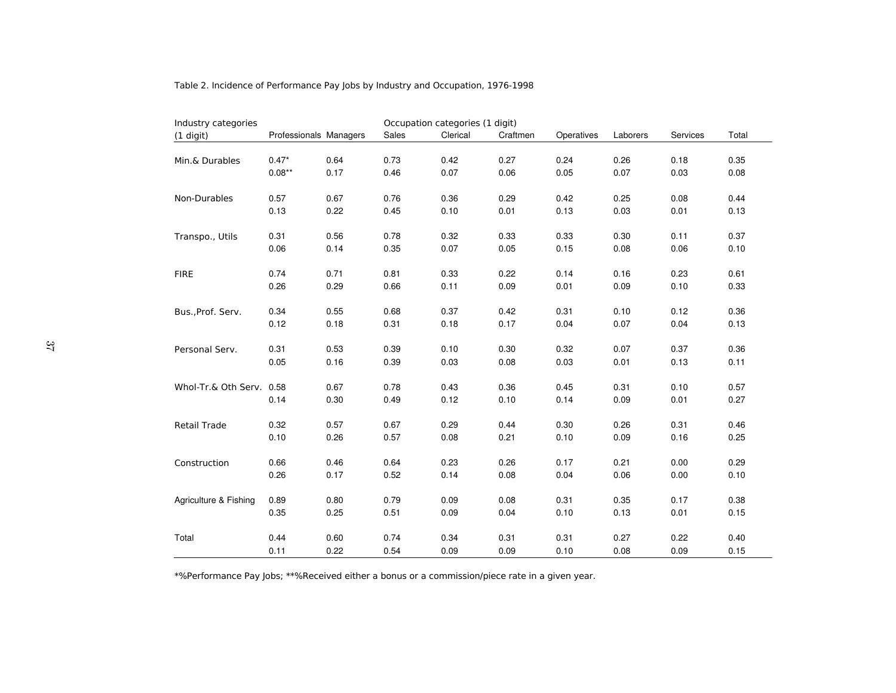Table 2. Incidence of Performance Pay Jobs by Industry and Occupation, 1976-1998

| Industry categories (1 digit) | Professionals | Managers | Sales | Clerical | Craftmen | Operatives | Laborers | Services | Total |
|---|---|---|---|---|---|---|---|---|---|
| Min.& Durables | 0.47* | 0.64 | 0.73 | 0.42 | 0.27 | 0.24 | 0.26 | 0.18 | 0.35 |
| | 0.08** | 0.17 | 0.46 | 0.07 | 0.06 | 0.05 | 0.07 | 0.03 | 0.08 |
| Non-Durables | 0.57 | 0.67 | 0.76 | 0.36 | 0.29 | 0.42 | 0.25 | 0.08 | 0.44 |
| | 0.13 | 0.22 | 0.45 | 0.10 | 0.01 | 0.13 | 0.03 | 0.01 | 0.13 |
| Transpo., Utils | 0.31 | 0.56 | 0.78 | 0.32 | 0.33 | 0.33 | 0.30 | 0.11 | 0.37 |
| | 0.06 | 0.14 | 0.35 | 0.07 | 0.05 | 0.15 | 0.08 | 0.06 | 0.10 |
| FIRE | 0.74 | 0.71 | 0.81 | 0.33 | 0.22 | 0.14 | 0.16 | 0.23 | 0.61 |
| | 0.26 | 0.29 | 0.66 | 0.11 | 0.09 | 0.01 | 0.09 | 0.10 | 0.33 |
| Bus.,Prof. Serv. | 0.34 | 0.55 | 0.68 | 0.37 | 0.42 | 0.31 | 0.10 | 0.12 | 0.36 |
| | 0.12 | 0.18 | 0.31 | 0.18 | 0.17 | 0.04 | 0.07 | 0.04 | 0.13 |
| Personal Serv. | 0.31 | 0.53 | 0.39 | 0.10 | 0.30 | 0.32 | 0.07 | 0.37 | 0.36 |
| | 0.05 | 0.16 | 0.39 | 0.03 | 0.08 | 0.03 | 0.01 | 0.13 | 0.11 |
| Whol-Tr.& Oth Serv. | 0.58 | 0.67 | 0.78 | 0.43 | 0.36 | 0.45 | 0.31 | 0.10 | 0.57 |
| | 0.14 | 0.30 | 0.49 | 0.12 | 0.10 | 0.14 | 0.09 | 0.01 | 0.27 |
| Retail Trade | 0.32 | 0.57 | 0.67 | 0.29 | 0.44 | 0.30 | 0.26 | 0.31 | 0.46 |
| | 0.10 | 0.26 | 0.57 | 0.08 | 0.21 | 0.10 | 0.09 | 0.16 | 0.25 |
| Construction | 0.66 | 0.46 | 0.64 | 0.23 | 0.26 | 0.17 | 0.21 | 0.00 | 0.29 |
| | 0.26 | 0.17 | 0.52 | 0.14 | 0.08 | 0.04 | 0.06 | 0.00 | 0.10 |
| Agriculture & Fishing | 0.89 | 0.80 | 0.79 | 0.09 | 0.08 | 0.31 | 0.35 | 0.17 | 0.38 |
| | 0.35 | 0.25 | 0.51 | 0.09 | 0.04 | 0.10 | 0.13 | 0.01 | 0.15 |
| Total | 0.44 | 0.60 | 0.74 | 0.34 | 0.31 | 0.31 | 0.27 | 0.22 | 0.40 |
| | 0.11 | 0.22 | 0.54 | 0.09 | 0.09 | 0.10 | 0.08 | 0.09 | 0.15 |

*%Performance Pay Jobs; **%Received either a bonus or a commission/piece rate in a given year.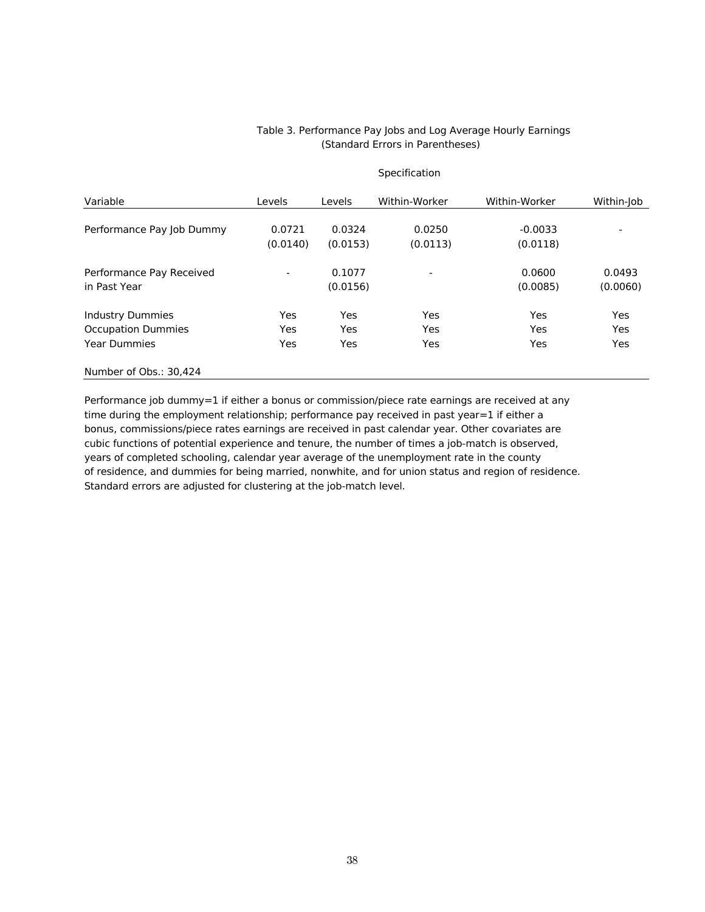Table 3. Performance Pay Jobs and Log Average Hourly Earnings
(Standard Errors in Parentheses)

| | Specification | | | | |
|---|---|---|---|---|---|
| Variable | Levels | Levels | Within-Worker | Within-Worker | Within-Job |
| Performance Pay Job Dummy | 0.0721<br>(0.0140) | 0.0324<br>(0.0153) | 0.0250<br>(0.0113) | -0.0033<br>(0.0118) | - |
| Performance Pay Received in Past Year | - | 0.1077<br>(0.0156) | - | 0.0600<br>(0.0085) | 0.0493<br>(0.0060) |
| Industry Dummies | Yes | Yes | Yes | Yes | Yes |
| Occupation Dummies | Yes | Yes | Yes | Yes | Yes |
| Year Dummies | Yes | Yes | Yes | Yes | Yes |
| Number of Obs.: 30,424 | | | | | |

Performance job dummy=1 if either a bonus or commission/piece rate earnings are received at any time during the employment relationship; performance pay received in past year=1 if either a bonus, commissions/piece rates earnings are received in past calendar year. Other covariates are cubic functions of potential experience and tenure, the number of times a job-match is observed, years of completed schooling, calendar year average of the unemployment rate in the county of residence, and dummies for being married, nonwhite, and for union status and region of residence. Standard errors are adjusted for clustering at the job-match level.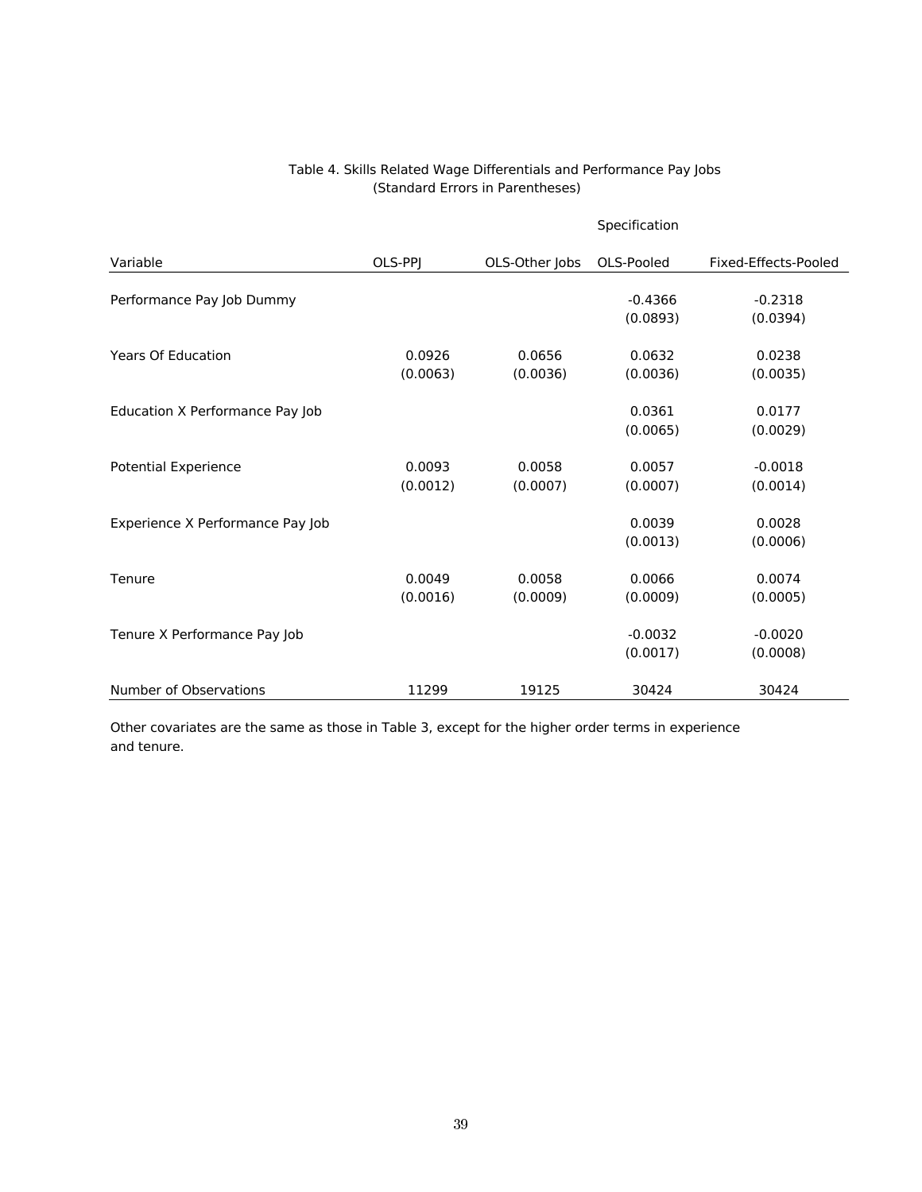Table 4. Skills Related Wage Differentials and Performance Pay Jobs
(Standard Errors in Parentheses)

| | Specification | | | |
|---|---|---|---|---|
| Variable | OLS-PPJ | OLS-Other Jobs | OLS-Pooled | Fixed-Effects-Pooled |
| Performance Pay Job Dummy | | | -0.4366 | -0.2318 |
| | | | (0.0893) | (0.0394) |
| Years Of Education | 0.0926 | 0.0656 | 0.0632 | 0.0238 |
| | (0.0063) | (0.0036) | (0.0036) | (0.0035) |
| Education X Performance Pay Job | | | 0.0361 | 0.0177 |
| | | | (0.0065) | (0.0029) |
| Potential Experience | 0.0093 | 0.0058 | 0.0057 | -0.0018 |
| | (0.0012) | (0.0007) | (0.0007) | (0.0014) |
| Experience X Performance Pay Job | | | 0.0039 | 0.0028 |
| | | | (0.0013) | (0.0006) |
| Tenure | 0.0049 | 0.0058 | 0.0066 | 0.0074 |
| | (0.0016) | (0.0009) | (0.0009) | (0.0005) |
| Tenure X Performance Pay Job | | | -0.0032 | -0.0020 |
| | | | (0.0017) | (0.0008) |
| Number of Observations | 11299 | 19125 | 30424 | 30424 |

Other covariates are the same as those in Table 3, except for the higher order terms in experience and tenure.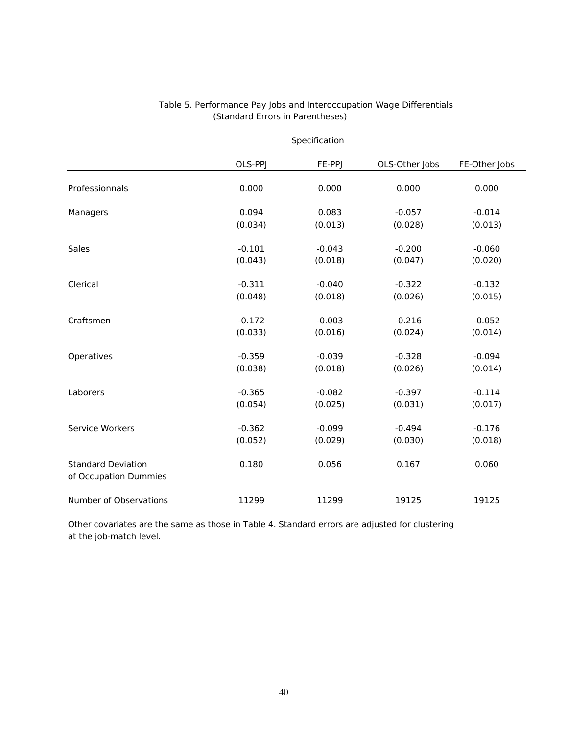Table 5. Performance Pay Jobs and Interoccupation Wage Differentials
(Standard Errors in Parentheses)

| | Specification | | | |
|---|---|---|---|---|
| | OLS-PPJ | FE-PPJ | OLS-Other Jobs | FE-Other Jobs |
| Professionnals | 0.000 | 0.000 | 0.000 | 0.000 |
| Managers | 0.094 | 0.083 | -0.057 | -0.014 |
| | (0.034) | (0.013) | (0.028) | (0.013) |
| Sales | -0.101 | -0.043 | -0.200 | -0.060 |
| | (0.043) | (0.018) | (0.047) | (0.020) |
| Clerical | -0.311 | -0.040 | -0.322 | -0.132 |
| | (0.048) | (0.018) | (0.026) | (0.015) |
| Craftsmen | -0.172 | -0.003 | -0.216 | -0.052 |
| | (0.033) | (0.016) | (0.024) | (0.014) |
| Operatives | -0.359 | -0.039 | -0.328 | -0.094 |
| | (0.038) | (0.018) | (0.026) | (0.014) |
| Laborers | -0.365 | -0.082 | -0.397 | -0.114 |
| | (0.054) | (0.025) | (0.031) | (0.017) |
| Service Workers | -0.362 | -0.099 | -0.494 | -0.176 |
| | (0.052) | (0.029) | (0.030) | (0.018) |
| Standard Deviation of Occupation Dummies | 0.180 | 0.056 | 0.167 | 0.060 |
| Number of Observations | 11299 | 11299 | 19125 | 19125 |

Other covariates are the same as those in Table 4. Standard errors are adjusted for clustering at the job-match level.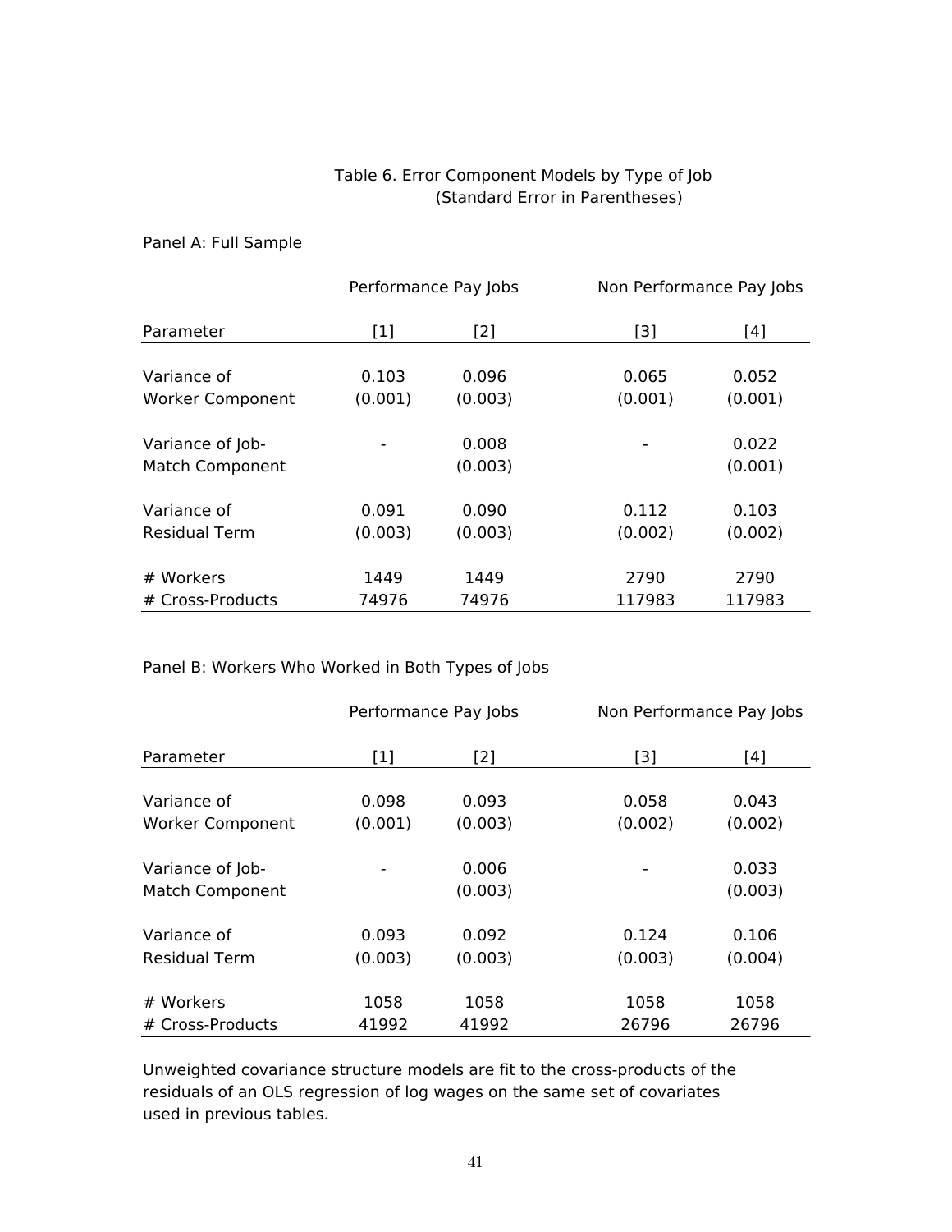# Table 6. Error Component Models by Type of Job
(Standard Error in Parentheses)

Panel A: Full Sample

| | Performance Pay Jobs | | Non Performance Pay Jobs | |
|---|---|---|---|---|
| Parameter | [1] | [2] | [3] | [4] |
| Variance of Worker Component | 0.103 (0.001) | 0.096 (0.003) | 0.065 (0.001) | 0.052 (0.001) |
| Variance of Job-Match Component | - | 0.008 (0.003) | - | 0.022 (0.001) |
| Variance of Residual Term | 0.091 (0.003) | 0.090 (0.003) | 0.112 (0.002) | 0.103 (0.002) |
| # Workers | 1449 | 1449 | 2790 | 2790 |
| # Cross-Products | 74976 | 74976 | 117983 | 117983 |

Panel B: Workers Who Worked in Both Types of Jobs

| | Performance Pay Jobs | | Non Performance Pay Jobs | |
|---|---|---|---|---|
| Parameter | [1] | [2] | [3] | [4] |
| Variance of Worker Component | 0.098 (0.001) | 0.093 (0.003) | 0.058 (0.002) | 0.043 (0.002) |
| Variance of Job-Match Component | - | 0.006 (0.003) | - | 0.033 (0.003) |
| Variance of Residual Term | 0.093 (0.003) | 0.092 (0.003) | 0.124 (0.003) | 0.106 (0.004) |
| # Workers | 1058 | 1058 | 1058 | 1058 |
| # Cross-Products | 41992 | 41992 | 26796 | 26796 |

Unweighted covariance structure models are fit to the cross-products of the residuals of an OLS regression of log wages on the same set of covariates used in previous tables.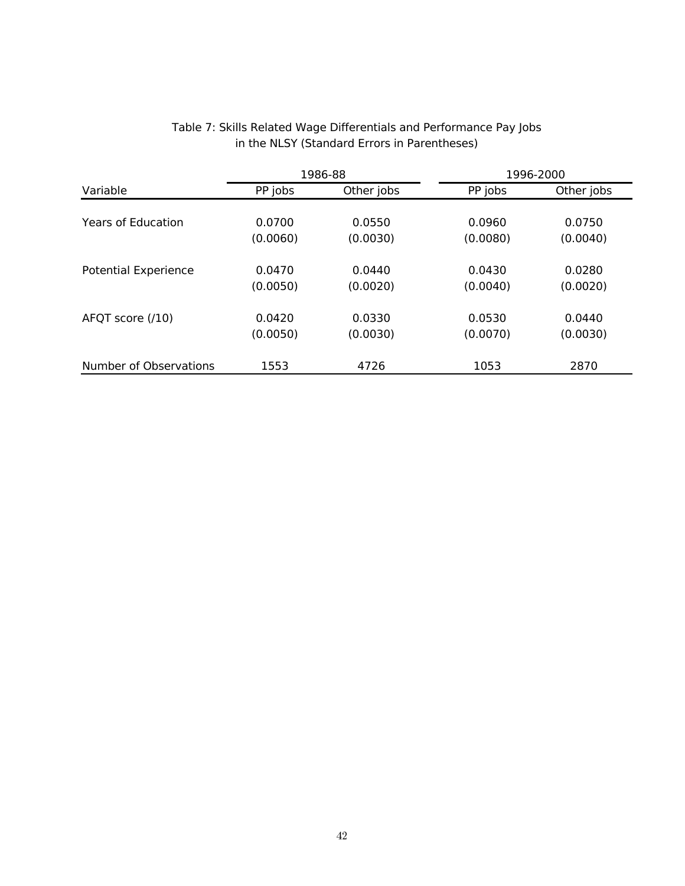Table 7: Skills Related Wage Differentials and Performance Pay Jobs in the NLSY (Standard Errors in Parentheses)

| | 1986-88 | | 1996-2000 | |
|---|---|---|---|---|
| Variable | PP jobs | Other jobs | PP jobs | Other jobs |
| Years of Education | 0.0700 | 0.0550 | 0.0960 | 0.0750 |
| | (0.0060) | (0.0030) | (0.0080) | (0.0040) |
| Potential Experience | 0.0470 | 0.0440 | 0.0430 | 0.0280 |
| | (0.0050) | (0.0020) | (0.0040) | (0.0020) |
| AFQT score (/10) | 0.0420 | 0.0330 | 0.0530 | 0.0440 |
| | (0.0050) | (0.0030) | (0.0070) | (0.0030) |
| Number of Observations | 1553 | 4726 | 1053 | 2870 |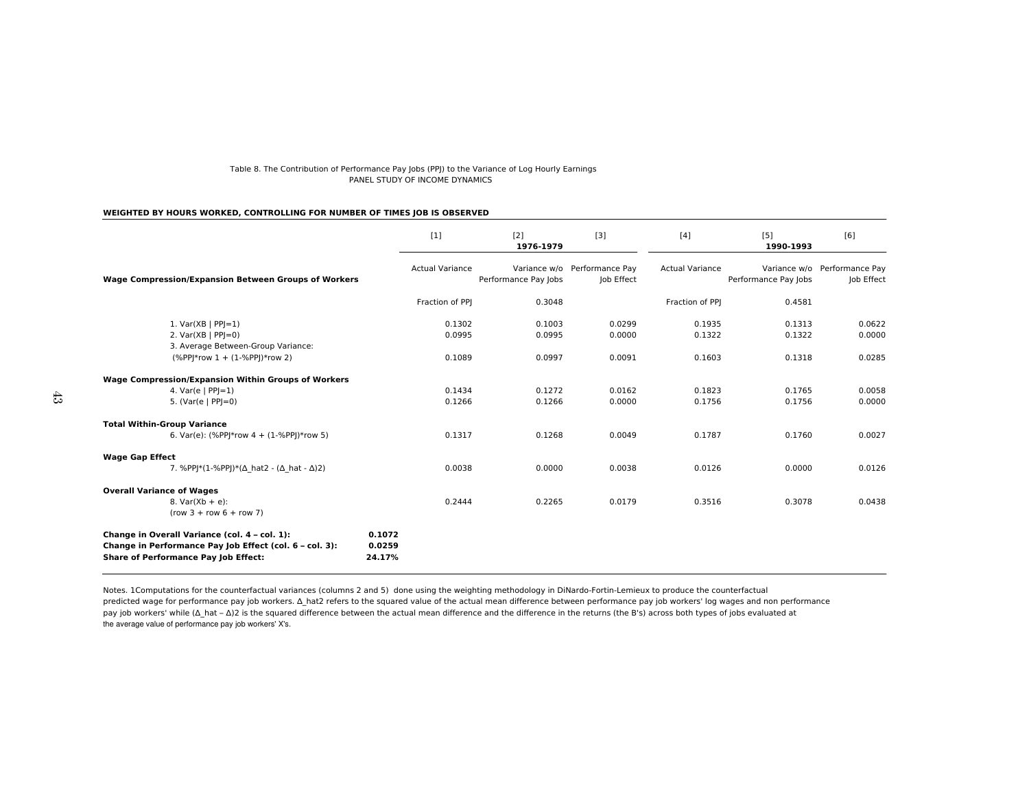Table 8. The Contribution of Performance Pay Jobs (PPJ) to the Variance of Log Hourly Earnings
PANEL STUDY OF INCOME DYNAMICS

**WEIGHTED BY HOURS WORKED, CONTROLLING FOR NUMBER OF TIMES JOB IS OBSERVED**

| | [1] | [2] | [3] | [4] | [5] | [6] |
|---|---|---|---|---|---|---|
| | | **1976-1979** | | | **1990-1993** | |
| **Wage Compression/Expansion Between Groups of Workers** | Actual Variance | Variance w/o Performance Pay Jobs | Performance Pay Job Effect | Actual Variance | Variance w/o Performance Pay Jobs | Performance Pay Job Effect |
| | Fraction of PPJ | 0.3048 | | Fraction of PPJ | 0.4581 | |
| 1. Var(XB \| PPJ=1) | 0.1302 | 0.1003 | 0.0299 | 0.1935 | 0.1313 | 0.0622 |
| 2. Var(XB \| PPJ=0) | 0.0995 | 0.0995 | 0.0000 | 0.1322 | 0.1322 | 0.0000 |
| 3. Average Between-Group Variance: (%PPJ*row 1 + (1-%PPJ)*row 2) | 0.1089 | 0.0997 | 0.0091 | 0.1603 | 0.1318 | 0.0285 |
| **Wage Compression/Expansion Within Groups of Workers** | | | | | | |
| 4. Var(e \| PPJ=1) | 0.1434 | 0.1272 | 0.0162 | 0.1823 | 0.1765 | 0.0058 |
| 5. (Var(e \| PPJ=0) | 0.1266 | 0.1266 | 0.0000 | 0.1756 | 0.1756 | 0.0000 |
| **Total Within-Group Variance** | | | | | | |
| 6. Var(e): (%PPJ*row 4 + (1-%PPJ)*row 5) | 0.1317 | 0.1268 | 0.0049 | 0.1787 | 0.1760 | 0.0027 |
| **Wage Gap Effect** | | | | | | |
| 7. %PPJ*(1-%PPJ)*(Δ_hat2 - (Δ_hat - Δ)2) | 0.0038 | 0.0000 | 0.0038 | 0.0126 | 0.0000 | 0.0126 |
| **Overall Variance of Wages** | | | | | | |
| 8. Var(Xb + e): (row 3 + row 6 + row 7) | 0.2444 | 0.2265 | 0.0179 | 0.3516 | 0.3078 | 0.0438 |

**Change in Overall Variance (col. 4 – col. 1):** **0.1072**
**Change in Performance Pay Job Effect (col. 6 – col. 3):** **0.0259**
**Share of Performance Pay Job Effect:** **24.17%**

Notes. 1Computations for the counterfactual variances (columns 2 and 5) done using the weighting methodology in DiNardo-Fortin-Lemieux to produce the counterfactual predicted wage for performance pay job workers. Δ_hat2 refers to the squared value of the actual mean difference between performance pay job workers' log wages and non performance pay job workers' while (Δ_hat – Δ)2 is the squared difference between the actual mean difference and the difference in the returns (the B's) across both types of jobs evaluated at the average value of performance pay job workers' X's.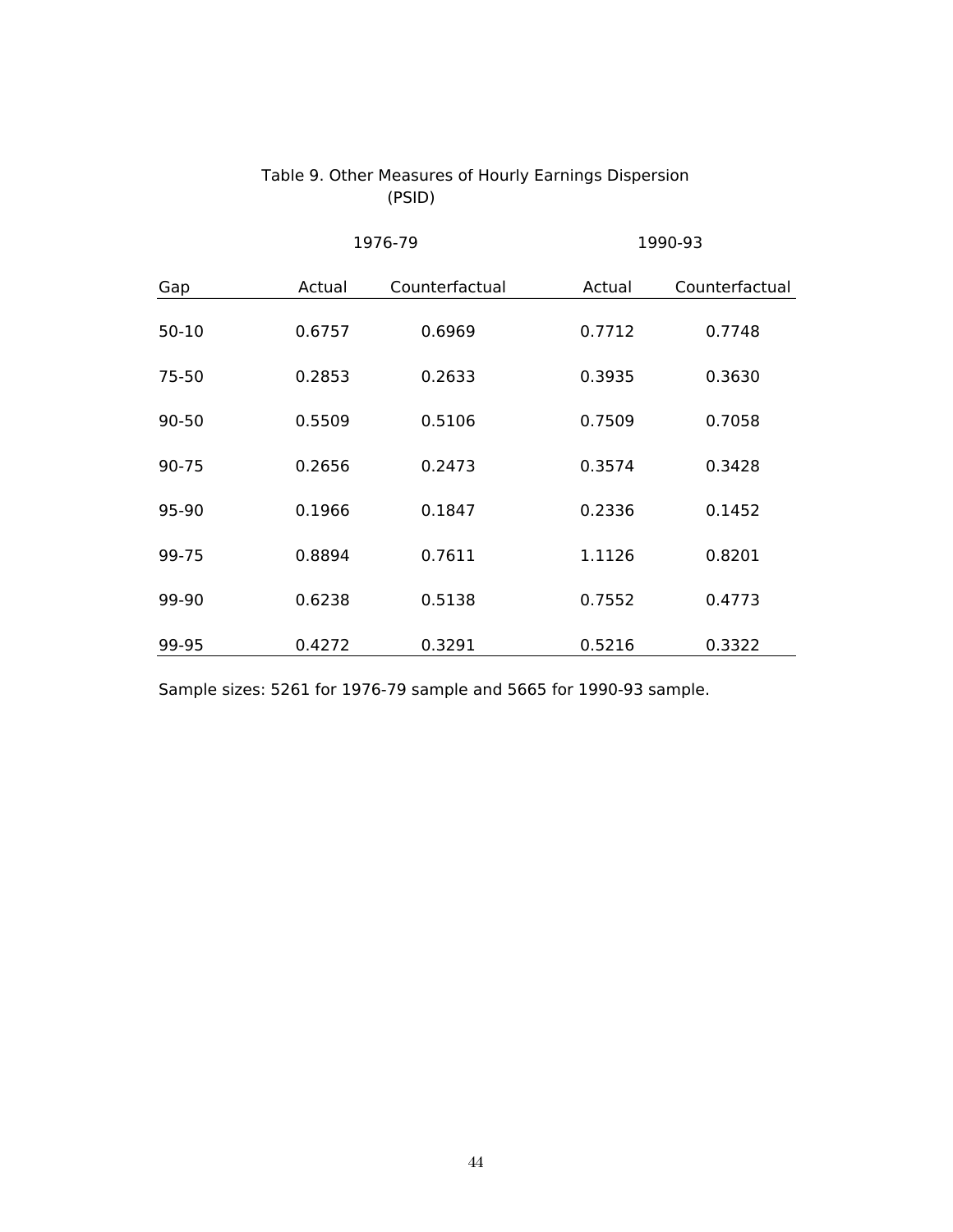# Table 9. Other Measures of Hourly Earnings Dispersion (PSID)

| | 1976-79 | | 1990-93 | |
|---|---|---|---|---|
| Gap | Actual | Counterfactual | Actual | Counterfactual |
| 50-10 | 0.6757 | 0.6969 | 0.7712 | 0.7748 |
| 75-50 | 0.2853 | 0.2633 | 0.3935 | 0.3630 |
| 90-50 | 0.5509 | 0.5106 | 0.7509 | 0.7058 |
| 90-75 | 0.2656 | 0.2473 | 0.3574 | 0.3428 |
| 95-90 | 0.1966 | 0.1847 | 0.2336 | 0.1452 |
| 99-75 | 0.8894 | 0.7611 | 1.1126 | 0.8201 |
| 99-90 | 0.6238 | 0.5138 | 0.7552 | 0.4773 |
| 99-95 | 0.4272 | 0.3291 | 0.5216 | 0.3322 |

Sample sizes: 5261 for 1976-79 sample and 5665 for 1990-93 sample.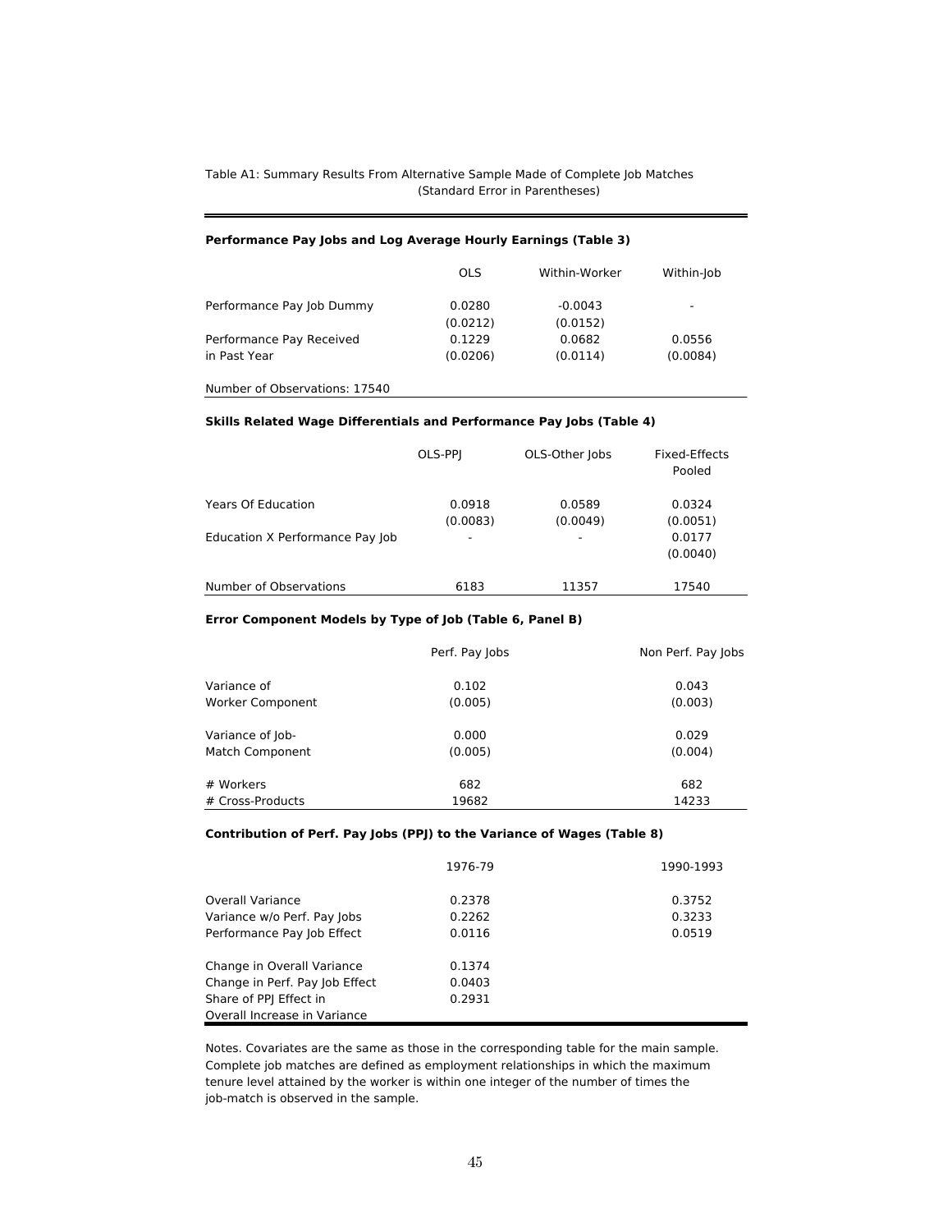Table A1: Summary Results From Alternative Sample Made of Complete Job Matches
(Standard Error in Parentheses)

**Performance Pay Jobs and Log Average Hourly Earnings (Table 3)**

| | OLS | Within-Worker | Within-Job |
|---|---|---|---|
| Performance Pay Job Dummy | 0.0280 | -0.0043 | - |
| | (0.0212) | (0.0152) | |
| Performance Pay Received in Past Year | 0.1229 | 0.0682 | 0.0556 |
| | (0.0206) | (0.0114) | (0.0084) |

Number of Observations: 17540

**Skills Related Wage Differentials and Performance Pay Jobs (Table 4)**

| | OLS-PPJ | OLS-Other Jobs | Fixed-Effects Pooled |
|---|---|---|---|
| Years Of Education | 0.0918 | 0.0589 | 0.0324 |
| | (0.0083) | (0.0049) | (0.0051) |
| Education X Performance Pay Job | - | - | 0.0177 |
| | | | (0.0040) |
| Number of Observations | 6183 | 11357 | 17540 |

**Error Component Models by Type of Job (Table 6, Panel B)**

| | Perf. Pay Jobs | Non Perf. Pay Jobs |
|---|---|---|
| Variance of Worker Component | 0.102 | 0.043 |
| | (0.005) | (0.003) |
| Variance of Job-Match Component | 0.000 | 0.029 |
| | (0.005) | (0.004) |
| # Workers | 682 | 682 |
| # Cross-Products | 19682 | 14233 |

**Contribution of Perf. Pay Jobs (PPJ) to the Variance of Wages (Table 8)**

| | 1976-79 | 1990-1993 |
|---|---|---|
| Overall Variance | 0.2378 | 0.3752 |
| Variance w/o Perf. Pay Jobs | 0.2262 | 0.3233 |
| Performance Pay Job Effect | 0.0116 | 0.0519 |
| Change in Overall Variance | 0.1374 | |
| Change in Perf. Pay Job Effect | 0.0403 | |
| Share of PPJ Effect in Overall Increase in Variance | 0.2931 | |

Notes. Covariates are the same as those in the corresponding table for the main sample. Complete job matches are defined as employment relationships in which the maximum tenure level attained by the worker is within one integer of the number of times the job-match is observed in the sample.